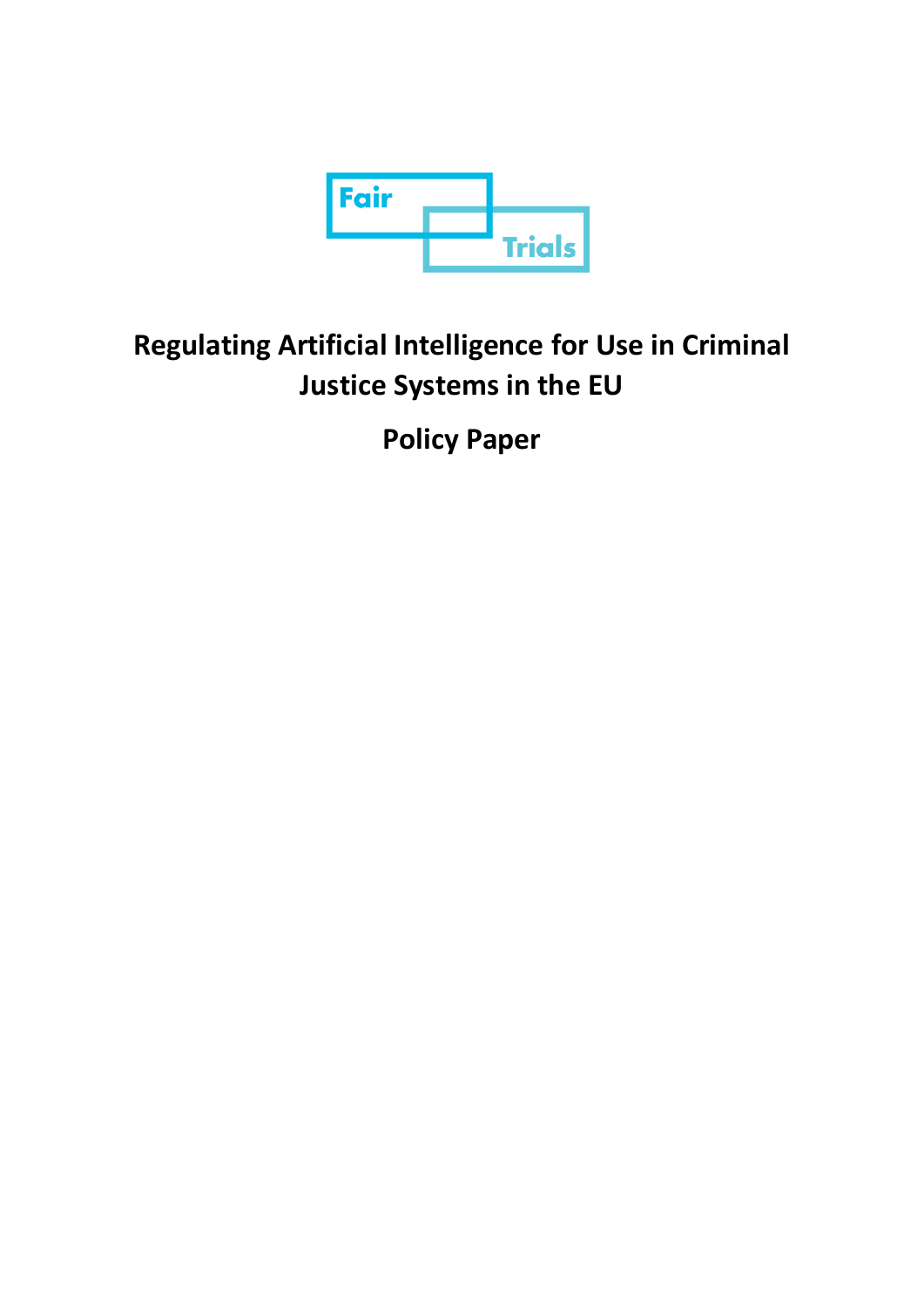Fair Trials

# Regulating Artificial Intelligence for Use in Criminal Justice Systems in the EU

## Policy Paper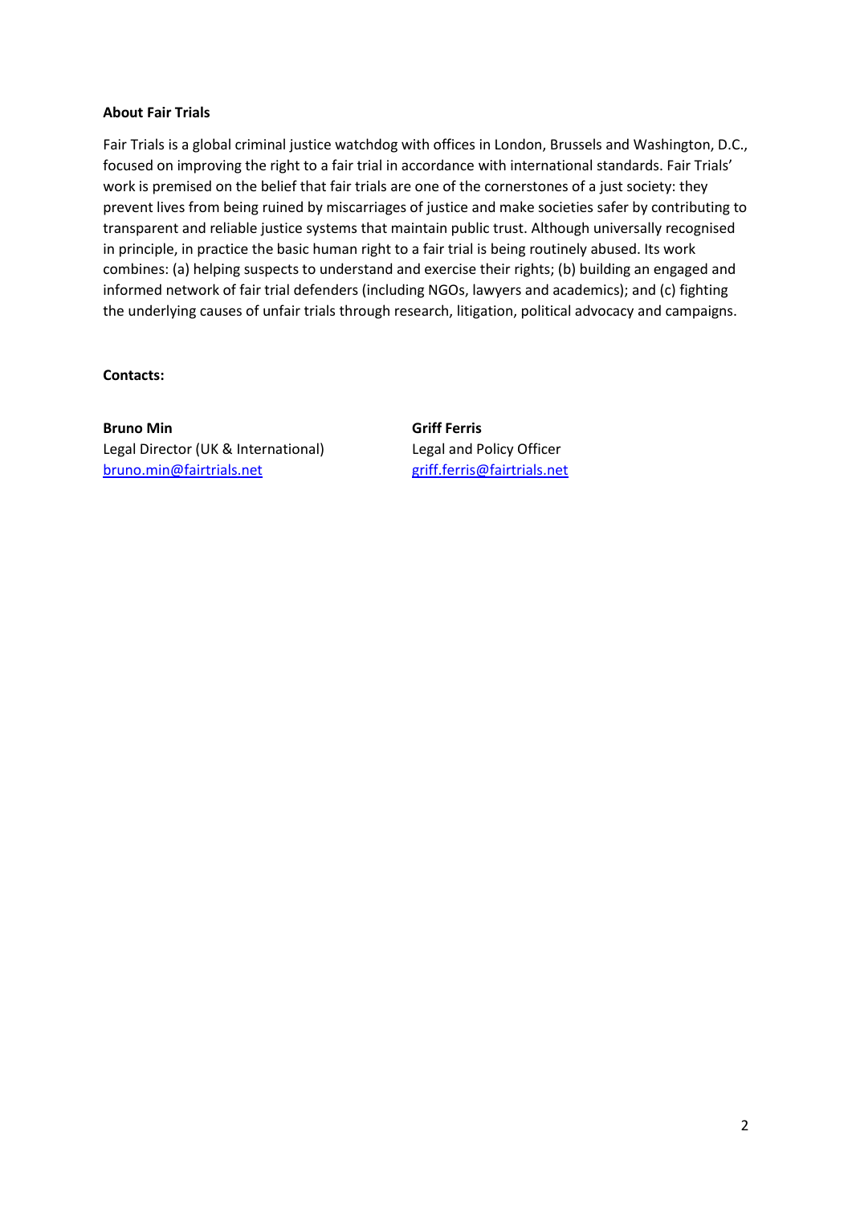**About Fair Trials**

Fair Trials is a global criminal justice watchdog with offices in London, Brussels and Washington, D.C., focused on improving the right to a fair trial in accordance with international standards. Fair Trials' work is premised on the belief that fair trials are one of the cornerstones of a just society: they prevent lives from being ruined by miscarriages of justice and make societies safer by contributing to transparent and reliable justice systems that maintain public trust. Although universally recognised in principle, in practice the basic human right to a fair trial is being routinely abused. Its work combines: (a) helping suspects to understand and exercise their rights; (b) building an engaged and informed network of fair trial defenders (including NGOs, lawyers and academics); and (c) fighting the underlying causes of unfair trials through research, litigation, political advocacy and campaigns.

**Contacts:**

**Bruno Min**
Legal Director (UK & International)
bruno.min@fairtrials.net

**Griff Ferris**
Legal and Policy Officer
griff.ferris@fairtrials.net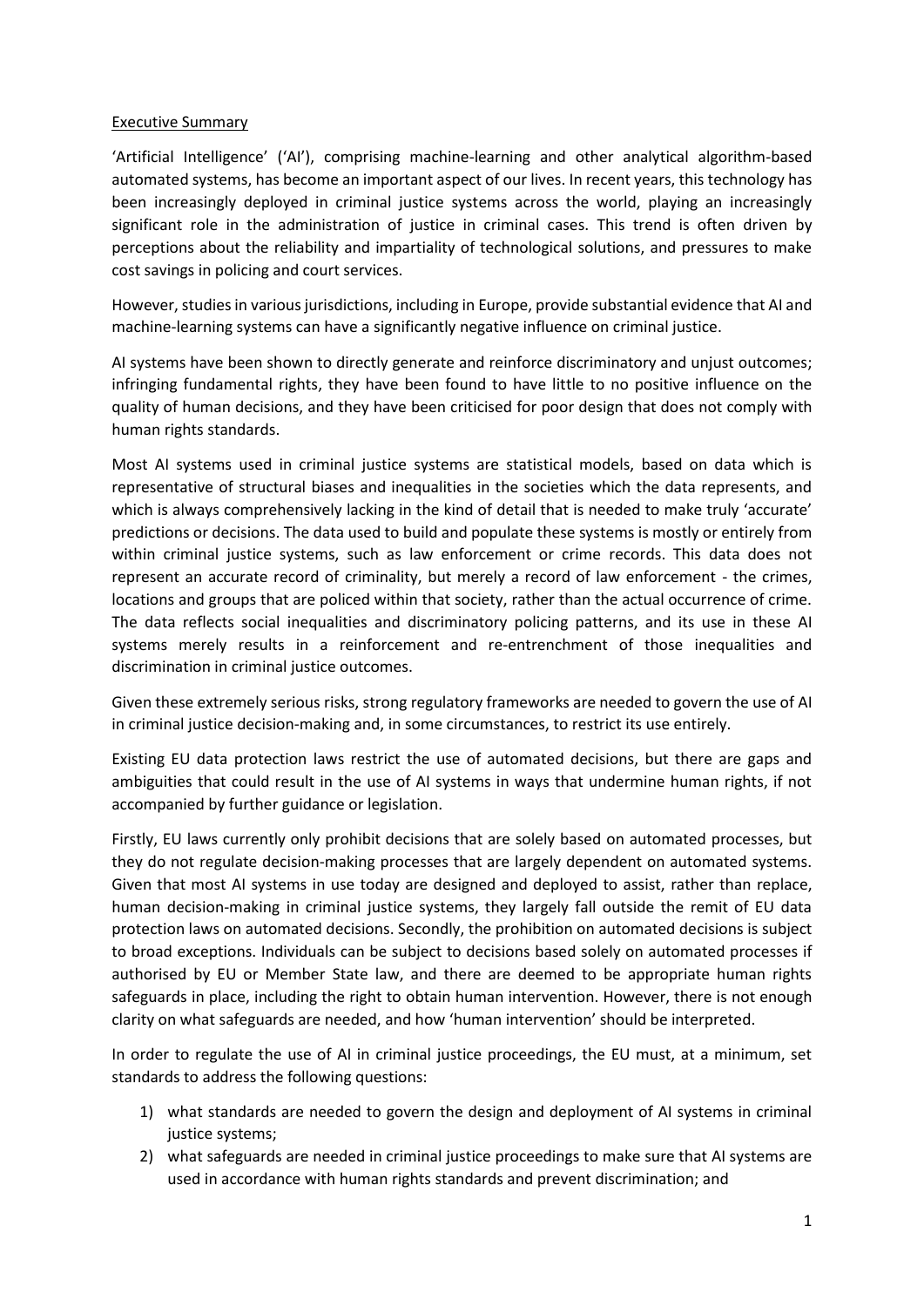## Executive Summary

'Artificial Intelligence' ('AI'), comprising machine-learning and other analytical algorithm-based automated systems, has become an important aspect of our lives. In recent years, this technology has been increasingly deployed in criminal justice systems across the world, playing an increasingly significant role in the administration of justice in criminal cases. This trend is often driven by perceptions about the reliability and impartiality of technological solutions, and pressures to make cost savings in policing and court services.

However, studies in various jurisdictions, including in Europe, provide substantial evidence that AI and machine-learning systems can have a significantly negative influence on criminal justice.

AI systems have been shown to directly generate and reinforce discriminatory and unjust outcomes; infringing fundamental rights, they have been found to have little to no positive influence on the quality of human decisions, and they have been criticised for poor design that does not comply with human rights standards.

Most AI systems used in criminal justice systems are statistical models, based on data which is representative of structural biases and inequalities in the societies which the data represents, and which is always comprehensively lacking in the kind of detail that is needed to make truly 'accurate' predictions or decisions. The data used to build and populate these systems is mostly or entirely from within criminal justice systems, such as law enforcement or crime records. This data does not represent an accurate record of criminality, but merely a record of law enforcement - the crimes, locations and groups that are policed within that society, rather than the actual occurrence of crime. The data reflects social inequalities and discriminatory policing patterns, and its use in these AI systems merely results in a reinforcement and re-entrenchment of those inequalities and discrimination in criminal justice outcomes.

Given these extremely serious risks, strong regulatory frameworks are needed to govern the use of AI in criminal justice decision-making and, in some circumstances, to restrict its use entirely.

Existing EU data protection laws restrict the use of automated decisions, but there are gaps and ambiguities that could result in the use of AI systems in ways that undermine human rights, if not accompanied by further guidance or legislation.

Firstly, EU laws currently only prohibit decisions that are solely based on automated processes, but they do not regulate decision-making processes that are largely dependent on automated systems. Given that most AI systems in use today are designed and deployed to assist, rather than replace, human decision-making in criminal justice systems, they largely fall outside the remit of EU data protection laws on automated decisions. Secondly, the prohibition on automated decisions is subject to broad exceptions. Individuals can be subject to decisions based solely on automated processes if authorised by EU or Member State law, and there are deemed to be appropriate human rights safeguards in place, including the right to obtain human intervention. However, there is not enough clarity on what safeguards are needed, and how 'human intervention' should be interpreted.

In order to regulate the use of AI in criminal justice proceedings, the EU must, at a minimum, set standards to address the following questions:

1) what standards are needed to govern the design and deployment of AI systems in criminal justice systems;
2) what safeguards are needed in criminal justice proceedings to make sure that AI systems are used in accordance with human rights standards and prevent discrimination; and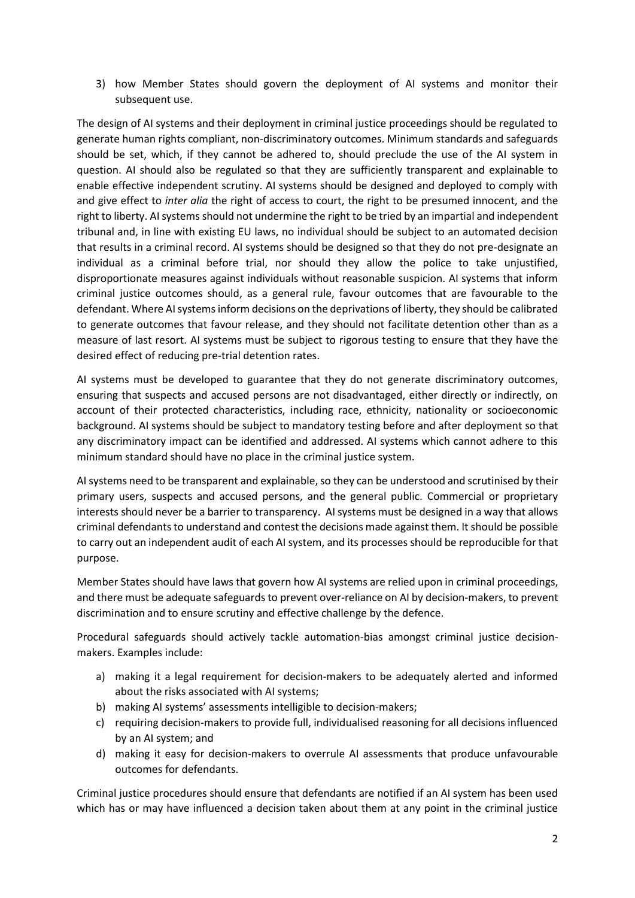3) how Member States should govern the deployment of AI systems and monitor their subsequent use.

The design of AI systems and their deployment in criminal justice proceedings should be regulated to generate human rights compliant, non-discriminatory outcomes. Minimum standards and safeguards should be set, which, if they cannot be adhered to, should preclude the use of the AI system in question. AI should also be regulated so that they are sufficiently transparent and explainable to enable effective independent scrutiny. AI systems should be designed and deployed to comply with and give effect to *inter alia* the right of access to court, the right to be presumed innocent, and the right to liberty. AI systems should not undermine the right to be tried by an impartial and independent tribunal and, in line with existing EU laws, no individual should be subject to an automated decision that results in a criminal record. AI systems should be designed so that they do not pre-designate an individual as a criminal before trial, nor should they allow the police to take unjustified, disproportionate measures against individuals without reasonable suspicion. AI systems that inform criminal justice outcomes should, as a general rule, favour outcomes that are favourable to the defendant. Where AI systems inform decisions on the deprivations of liberty, they should be calibrated to generate outcomes that favour release, and they should not facilitate detention other than as a measure of last resort. AI systems must be subject to rigorous testing to ensure that they have the desired effect of reducing pre-trial detention rates.

AI systems must be developed to guarantee that they do not generate discriminatory outcomes, ensuring that suspects and accused persons are not disadvantaged, either directly or indirectly, on account of their protected characteristics, including race, ethnicity, nationality or socioeconomic background. AI systems should be subject to mandatory testing before and after deployment so that any discriminatory impact can be identified and addressed. AI systems which cannot adhere to this minimum standard should have no place in the criminal justice system.

AI systems need to be transparent and explainable, so they can be understood and scrutinised by their primary users, suspects and accused persons, and the general public. Commercial or proprietary interests should never be a barrier to transparency. AI systems must be designed in a way that allows criminal defendants to understand and contest the decisions made against them. It should be possible to carry out an independent audit of each AI system, and its processes should be reproducible for that purpose.

Member States should have laws that govern how AI systems are relied upon in criminal proceedings, and there must be adequate safeguards to prevent over-reliance on AI by decision-makers, to prevent discrimination and to ensure scrutiny and effective challenge by the defence.

Procedural safeguards should actively tackle automation-bias amongst criminal justice decision-makers. Examples include:

a) making it a legal requirement for decision-makers to be adequately alerted and informed about the risks associated with AI systems;
b) making AI systems' assessments intelligible to decision-makers;
c) requiring decision-makers to provide full, individualised reasoning for all decisions influenced by an AI system; and
d) making it easy for decision-makers to overrule AI assessments that produce unfavourable outcomes for defendants.

Criminal justice procedures should ensure that defendants are notified if an AI system has been used which has or may have influenced a decision taken about them at any point in the criminal justice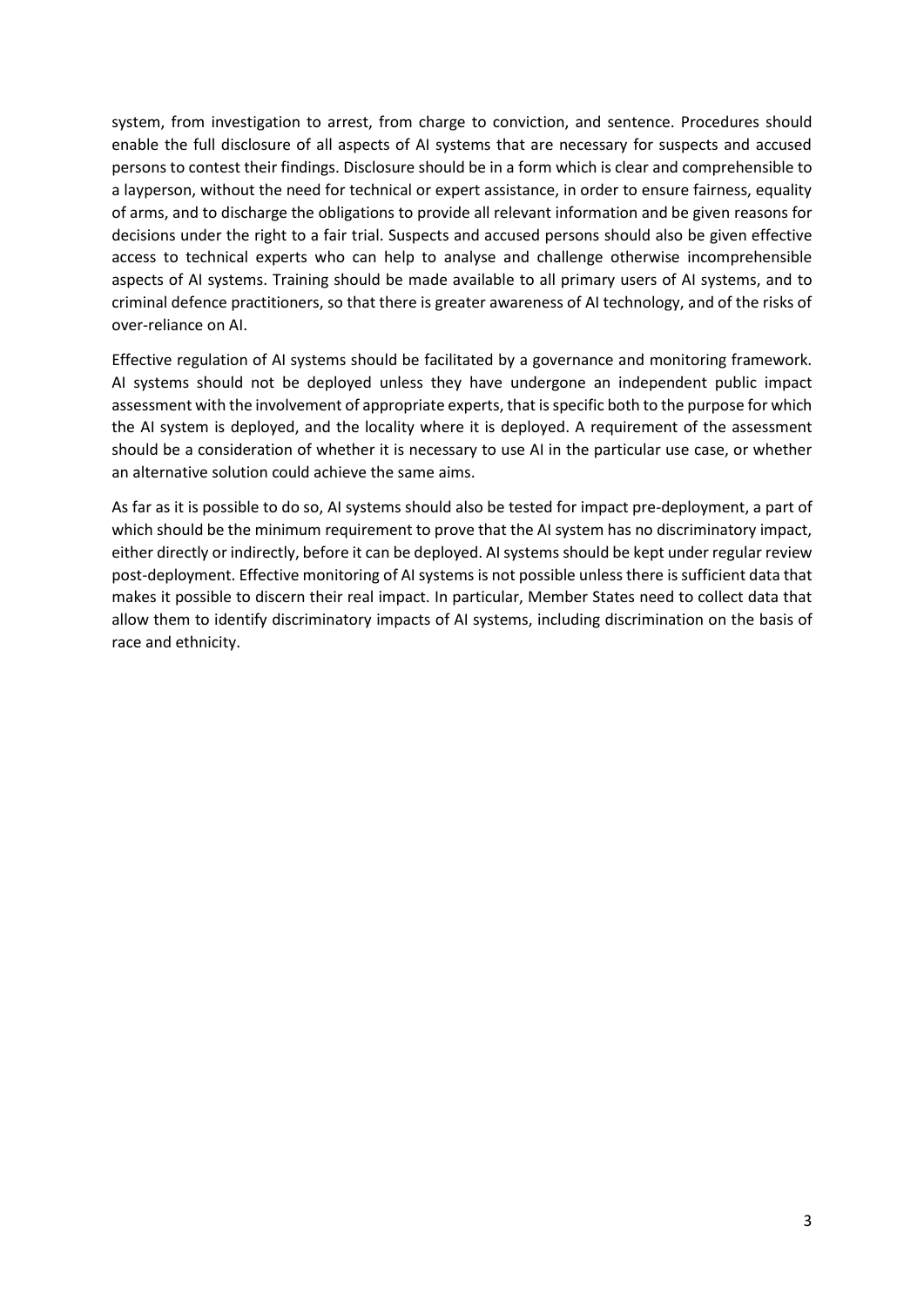system, from investigation to arrest, from charge to conviction, and sentence. Procedures should enable the full disclosure of all aspects of AI systems that are necessary for suspects and accused persons to contest their findings. Disclosure should be in a form which is clear and comprehensible to a layperson, without the need for technical or expert assistance, in order to ensure fairness, equality of arms, and to discharge the obligations to provide all relevant information and be given reasons for decisions under the right to a fair trial. Suspects and accused persons should also be given effective access to technical experts who can help to analyse and challenge otherwise incomprehensible aspects of AI systems. Training should be made available to all primary users of AI systems, and to criminal defence practitioners, so that there is greater awareness of AI technology, and of the risks of over-reliance on AI.

Effective regulation of AI systems should be facilitated by a governance and monitoring framework. AI systems should not be deployed unless they have undergone an independent public impact assessment with the involvement of appropriate experts, that is specific both to the purpose for which the AI system is deployed, and the locality where it is deployed. A requirement of the assessment should be a consideration of whether it is necessary to use AI in the particular use case, or whether an alternative solution could achieve the same aims.

As far as it is possible to do so, AI systems should also be tested for impact pre-deployment, a part of which should be the minimum requirement to prove that the AI system has no discriminatory impact, either directly or indirectly, before it can be deployed. AI systems should be kept under regular review post-deployment. Effective monitoring of AI systems is not possible unless there is sufficient data that makes it possible to discern their real impact. In particular, Member States need to collect data that allow them to identify discriminatory impacts of AI systems, including discrimination on the basis of race and ethnicity.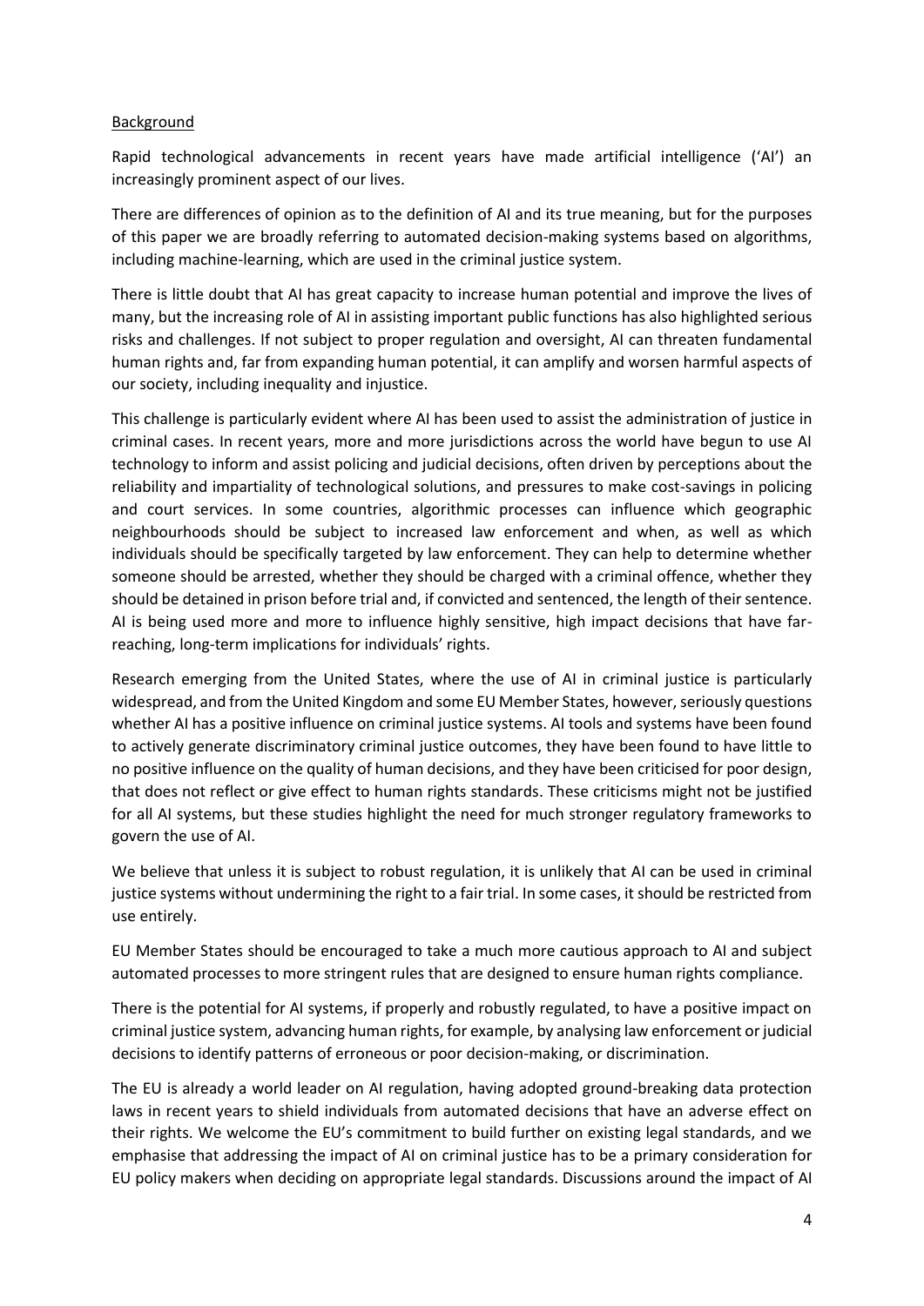## Background

Rapid technological advancements in recent years have made artificial intelligence ('AI') an increasingly prominent aspect of our lives.

There are differences of opinion as to the definition of AI and its true meaning, but for the purposes of this paper we are broadly referring to automated decision-making systems based on algorithms, including machine-learning, which are used in the criminal justice system.

There is little doubt that AI has great capacity to increase human potential and improve the lives of many, but the increasing role of AI in assisting important public functions has also highlighted serious risks and challenges. If not subject to proper regulation and oversight, AI can threaten fundamental human rights and, far from expanding human potential, it can amplify and worsen harmful aspects of our society, including inequality and injustice.

This challenge is particularly evident where AI has been used to assist the administration of justice in criminal cases. In recent years, more and more jurisdictions across the world have begun to use AI technology to inform and assist policing and judicial decisions, often driven by perceptions about the reliability and impartiality of technological solutions, and pressures to make cost-savings in policing and court services. In some countries, algorithmic processes can influence which geographic neighbourhoods should be subject to increased law enforcement and when, as well as which individuals should be specifically targeted by law enforcement. They can help to determine whether someone should be arrested, whether they should be charged with a criminal offence, whether they should be detained in prison before trial and, if convicted and sentenced, the length of their sentence. AI is being used more and more to influence highly sensitive, high impact decisions that have far-reaching, long-term implications for individuals' rights.

Research emerging from the United States, where the use of AI in criminal justice is particularly widespread, and from the United Kingdom and some EU Member States, however, seriously questions whether AI has a positive influence on criminal justice systems. AI tools and systems have been found to actively generate discriminatory criminal justice outcomes, they have been found to have little to no positive influence on the quality of human decisions, and they have been criticised for poor design, that does not reflect or give effect to human rights standards. These criticisms might not be justified for all AI systems, but these studies highlight the need for much stronger regulatory frameworks to govern the use of AI.

We believe that unless it is subject to robust regulation, it is unlikely that AI can be used in criminal justice systems without undermining the right to a fair trial. In some cases, it should be restricted from use entirely.

EU Member States should be encouraged to take a much more cautious approach to AI and subject automated processes to more stringent rules that are designed to ensure human rights compliance.

There is the potential for AI systems, if properly and robustly regulated, to have a positive impact on criminal justice system, advancing human rights, for example, by analysing law enforcement or judicial decisions to identify patterns of erroneous or poor decision-making, or discrimination.

The EU is already a world leader on AI regulation, having adopted ground-breaking data protection laws in recent years to shield individuals from automated decisions that have an adverse effect on their rights. We welcome the EU's commitment to build further on existing legal standards, and we emphasise that addressing the impact of AI on criminal justice has to be a primary consideration for EU policy makers when deciding on appropriate legal standards. Discussions around the impact of AI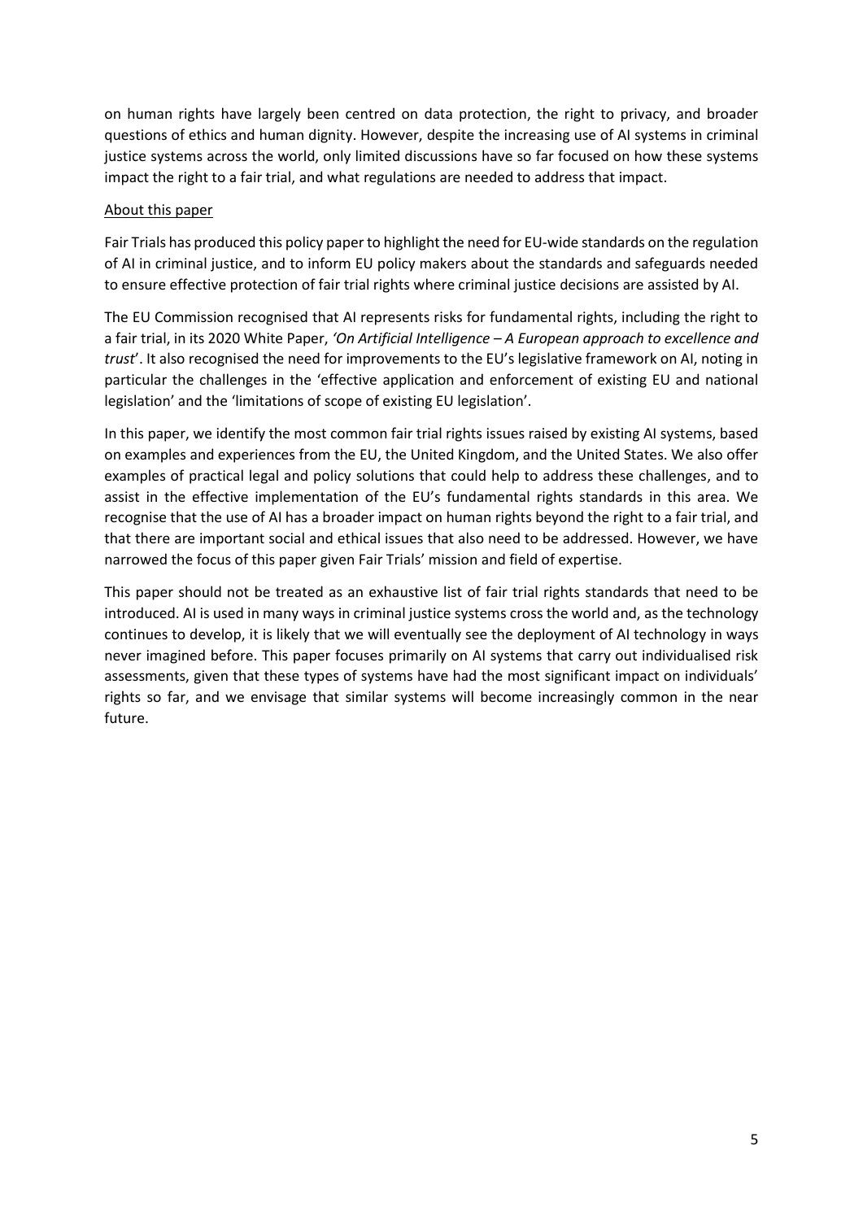on human rights have largely been centred on data protection, the right to privacy, and broader questions of ethics and human dignity. However, despite the increasing use of AI systems in criminal justice systems across the world, only limited discussions have so far focused on how these systems impact the right to a fair trial, and what regulations are needed to address that impact.

About this paper

Fair Trials has produced this policy paper to highlight the need for EU-wide standards on the regulation of AI in criminal justice, and to inform EU policy makers about the standards and safeguards needed to ensure effective protection of fair trial rights where criminal justice decisions are assisted by AI.

The EU Commission recognised that AI represents risks for fundamental rights, including the right to a fair trial, in its 2020 White Paper, *'On Artificial Intelligence – A European approach to excellence and trust*'. It also recognised the need for improvements to the EU's legislative framework on AI, noting in particular the challenges in the 'effective application and enforcement of existing EU and national legislation' and the 'limitations of scope of existing EU legislation'.

In this paper, we identify the most common fair trial rights issues raised by existing AI systems, based on examples and experiences from the EU, the United Kingdom, and the United States. We also offer examples of practical legal and policy solutions that could help to address these challenges, and to assist in the effective implementation of the EU's fundamental rights standards in this area. We recognise that the use of AI has a broader impact on human rights beyond the right to a fair trial, and that there are important social and ethical issues that also need to be addressed. However, we have narrowed the focus of this paper given Fair Trials' mission and field of expertise.

This paper should not be treated as an exhaustive list of fair trial rights standards that need to be introduced. AI is used in many ways in criminal justice systems cross the world and, as the technology continues to develop, it is likely that we will eventually see the deployment of AI technology in ways never imagined before. This paper focuses primarily on AI systems that carry out individualised risk assessments, given that these types of systems have had the most significant impact on individuals' rights so far, and we envisage that similar systems will become increasingly common in the near future.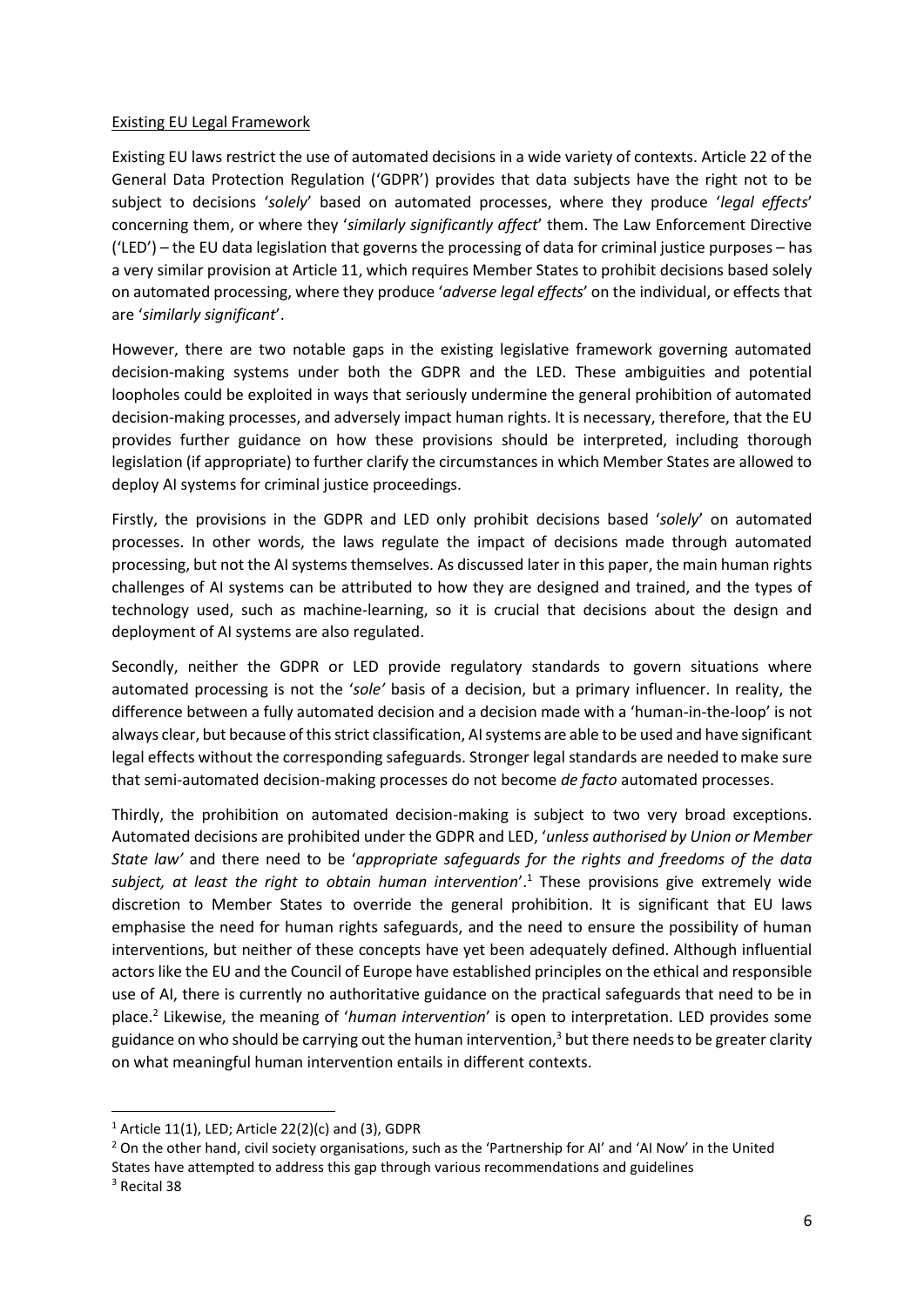Existing EU Legal Framework

Existing EU laws restrict the use of automated decisions in a wide variety of contexts. Article 22 of the General Data Protection Regulation ('GDPR') provides that data subjects have the right not to be subject to decisions '*solely*' based on automated processes, where they produce '*legal effects*' concerning them, or where they '*similarly significantly affect*' them. The Law Enforcement Directive ('LED') – the EU data legislation that governs the processing of data for criminal justice purposes – has a very similar provision at Article 11, which requires Member States to prohibit decisions based solely on automated processing, where they produce '*adverse legal effects*' on the individual, or effects that are '*similarly significant*'.

However, there are two notable gaps in the existing legislative framework governing automated decision-making systems under both the GDPR and the LED. These ambiguities and potential loopholes could be exploited in ways that seriously undermine the general prohibition of automated decision-making processes, and adversely impact human rights. It is necessary, therefore, that the EU provides further guidance on how these provisions should be interpreted, including thorough legislation (if appropriate) to further clarify the circumstances in which Member States are allowed to deploy AI systems for criminal justice proceedings.

Firstly, the provisions in the GDPR and LED only prohibit decisions based '*solely*' on automated processes. In other words, the laws regulate the impact of decisions made through automated processing, but not the AI systems themselves. As discussed later in this paper, the main human rights challenges of AI systems can be attributed to how they are designed and trained, and the types of technology used, such as machine-learning, so it is crucial that decisions about the design and deployment of AI systems are also regulated.

Secondly, neither the GDPR or LED provide regulatory standards to govern situations where automated processing is not the '*sole'* basis of a decision, but a primary influencer. In reality, the difference between a fully automated decision and a decision made with a 'human-in-the-loop' is not always clear, but because of this strict classification, AI systems are able to be used and have significant legal effects without the corresponding safeguards. Stronger legal standards are needed to make sure that semi-automated decision-making processes do not become *de facto* automated processes.

Thirdly, the prohibition on automated decision-making is subject to two very broad exceptions. Automated decisions are prohibited under the GDPR and LED, '*unless authorised by Union or Member State law'* and there need to be '*appropriate safeguards for the rights and freedoms of the data subject, at least the right to obtain human intervention*'.[1] These provisions give extremely wide discretion to Member States to override the general prohibition. It is significant that EU laws emphasise the need for human rights safeguards, and the need to ensure the possibility of human interventions, but neither of these concepts have yet been adequately defined. Although influential actors like the EU and the Council of Europe have established principles on the ethical and responsible use of AI, there is currently no authoritative guidance on the practical safeguards that need to be in place.[2] Likewise, the meaning of '*human intervention*' is open to interpretation. LED provides some guidance on who should be carrying out the human intervention,[3] but there needs to be greater clarity on what meaningful human intervention entails in different contexts.

---

[1] Article 11(1), LED; Article 22(2)(c) and (3), GDPR

[2] On the other hand, civil society organisations, such as the 'Partnership for AI' and 'AI Now' in the United States have attempted to address this gap through various recommendations and guidelines

[3] Recital 38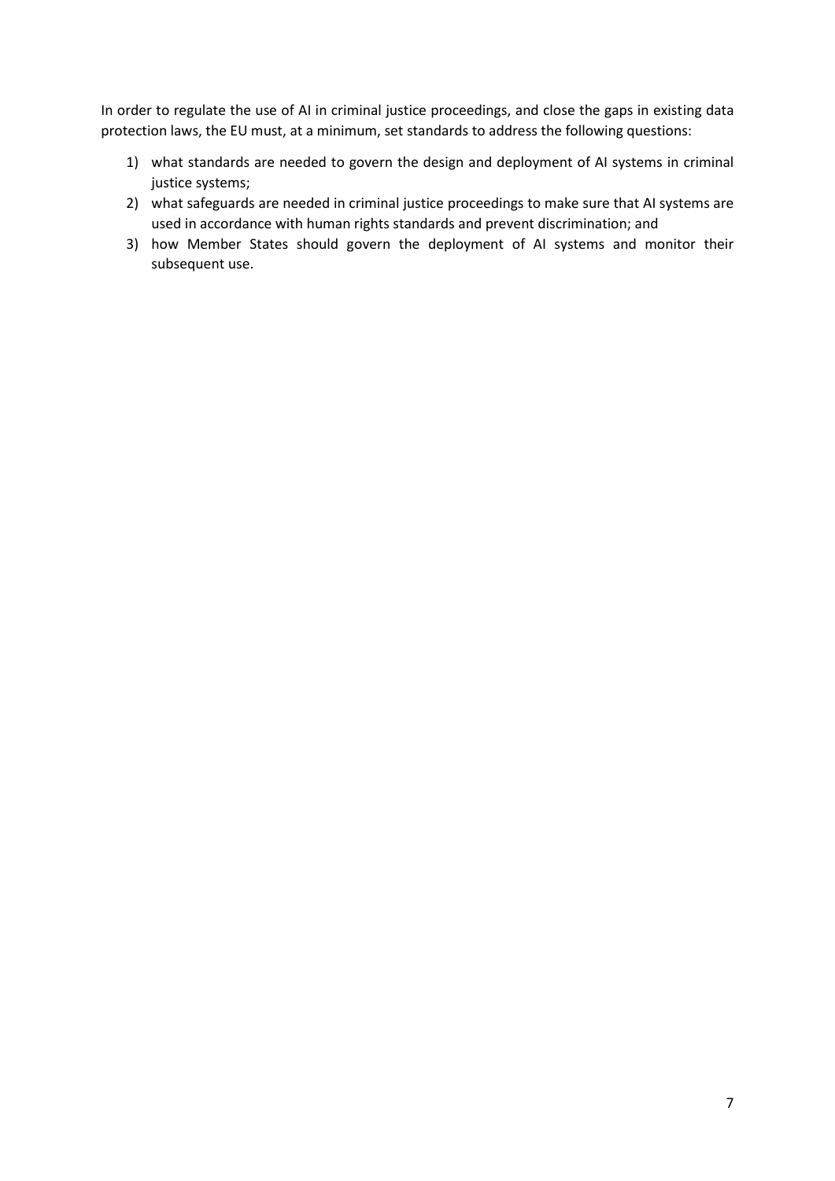In order to regulate the use of AI in criminal justice proceedings, and close the gaps in existing data protection laws, the EU must, at a minimum, set standards to address the following questions:

1) what standards are needed to govern the design and deployment of AI systems in criminal justice systems;
2) what safeguards are needed in criminal justice proceedings to make sure that AI systems are used in accordance with human rights standards and prevent discrimination; and
3) how Member States should govern the deployment of AI systems and monitor their subsequent use.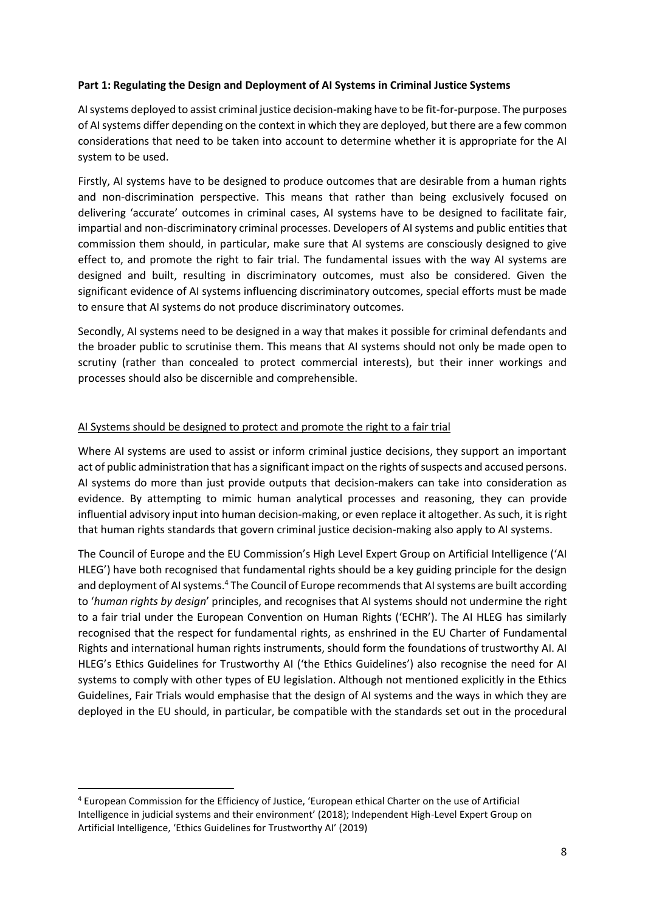**Part 1: Regulating the Design and Deployment of AI Systems in Criminal Justice Systems**

AI systems deployed to assist criminal justice decision-making have to be fit-for-purpose. The purposes of AI systems differ depending on the context in which they are deployed, but there are a few common considerations that need to be taken into account to determine whether it is appropriate for the AI system to be used.

Firstly, AI systems have to be designed to produce outcomes that are desirable from a human rights and non-discrimination perspective. This means that rather than being exclusively focused on delivering 'accurate' outcomes in criminal cases, AI systems have to be designed to facilitate fair, impartial and non-discriminatory criminal processes. Developers of AI systems and public entities that commission them should, in particular, make sure that AI systems are consciously designed to give effect to, and promote the right to fair trial. The fundamental issues with the way AI systems are designed and built, resulting in discriminatory outcomes, must also be considered. Given the significant evidence of AI systems influencing discriminatory outcomes, special efforts must be made to ensure that AI systems do not produce discriminatory outcomes.

Secondly, AI systems need to be designed in a way that makes it possible for criminal defendants and the broader public to scrutinise them. This means that AI systems should not only be made open to scrutiny (rather than concealed to protect commercial interests), but their inner workings and processes should also be discernible and comprehensible.

<u>AI Systems should be designed to protect and promote the right to a fair trial</u>

Where AI systems are used to assist or inform criminal justice decisions, they support an important act of public administration that has a significant impact on the rights of suspects and accused persons. AI systems do more than just provide outputs that decision-makers can take into consideration as evidence. By attempting to mimic human analytical processes and reasoning, they can provide influential advisory input into human decision-making, or even replace it altogether. As such, it is right that human rights standards that govern criminal justice decision-making also apply to AI systems.

The Council of Europe and the EU Commission's High Level Expert Group on Artificial Intelligence ('AI HLEG') have both recognised that fundamental rights should be a key guiding principle for the design and deployment of AI systems.[4] The Council of Europe recommends that AI systems are built according to '*human rights by design*' principles, and recognises that AI systems should not undermine the right to a fair trial under the European Convention on Human Rights ('ECHR'). The AI HLEG has similarly recognised that the respect for fundamental rights, as enshrined in the EU Charter of Fundamental Rights and international human rights instruments, should form the foundations of trustworthy AI. AI HLEG's Ethics Guidelines for Trustworthy AI ('the Ethics Guidelines') also recognise the need for AI systems to comply with other types of EU legislation. Although not mentioned explicitly in the Ethics Guidelines, Fair Trials would emphasise that the design of AI systems and the ways in which they are deployed in the EU should, in particular, be compatible with the standards set out in the procedural

---

[4] European Commission for the Efficiency of Justice, 'European ethical Charter on the use of Artificial Intelligence in judicial systems and their environment' (2018); Independent High-Level Expert Group on Artificial Intelligence, 'Ethics Guidelines for Trustworthy AI' (2019)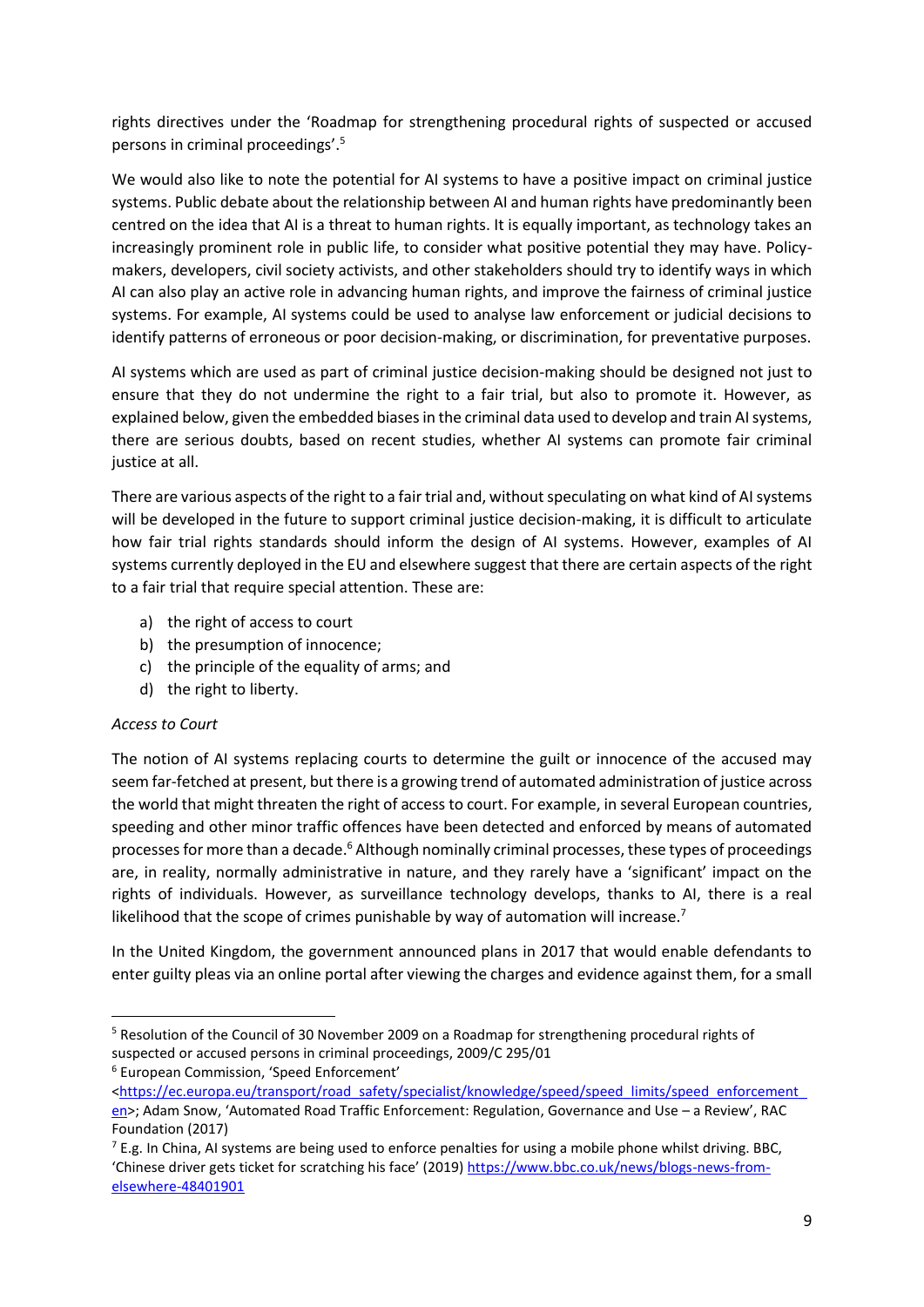rights directives under the 'Roadmap for strengthening procedural rights of suspected or accused persons in criminal proceedings'.[5]

We would also like to note the potential for AI systems to have a positive impact on criminal justice systems. Public debate about the relationship between AI and human rights have predominantly been centred on the idea that AI is a threat to human rights. It is equally important, as technology takes an increasingly prominent role in public life, to consider what positive potential they may have. Policy-makers, developers, civil society activists, and other stakeholders should try to identify ways in which AI can also play an active role in advancing human rights, and improve the fairness of criminal justice systems. For example, AI systems could be used to analyse law enforcement or judicial decisions to identify patterns of erroneous or poor decision-making, or discrimination, for preventative purposes.

AI systems which are used as part of criminal justice decision-making should be designed not just to ensure that they do not undermine the right to a fair trial, but also to promote it. However, as explained below, given the embedded biases in the criminal data used to develop and train AI systems, there are serious doubts, based on recent studies, whether AI systems can promote fair criminal justice at all.

There are various aspects of the right to a fair trial and, without speculating on what kind of AI systems will be developed in the future to support criminal justice decision-making, it is difficult to articulate how fair trial rights standards should inform the design of AI systems. However, examples of AI systems currently deployed in the EU and elsewhere suggest that there are certain aspects of the right to a fair trial that require special attention. These are:

a) the right of access to court
b) the presumption of innocence;
c) the principle of the equality of arms; and
d) the right to liberty.

*Access to Court*

The notion of AI systems replacing courts to determine the guilt or innocence of the accused may seem far-fetched at present, but there is a growing trend of automated administration of justice across the world that might threaten the right of access to court. For example, in several European countries, speeding and other minor traffic offences have been detected and enforced by means of automated processes for more than a decade.[6] Although nominally criminal processes, these types of proceedings are, in reality, normally administrative in nature, and they rarely have a 'significant' impact on the rights of individuals. However, as surveillance technology develops, thanks to AI, there is a real likelihood that the scope of crimes punishable by way of automation will increase.[7]

In the United Kingdom, the government announced plans in 2017 that would enable defendants to enter guilty pleas via an online portal after viewing the charges and evidence against them, for a small

---

[5] Resolution of the Council of 30 November 2009 on a Roadmap for strengthening procedural rights of suspected or accused persons in criminal proceedings, 2009/C 295/01

[6] European Commission, 'Speed Enforcement' <https://ec.europa.eu/transport/road_safety/specialist/knowledge/speed/speed_limits/speed_enforcement_en>; Adam Snow, 'Automated Road Traffic Enforcement: Regulation, Governance and Use – a Review', RAC Foundation (2017)

[7] E.g. In China, AI systems are being used to enforce penalties for using a mobile phone whilst driving. BBC, 'Chinese driver gets ticket for scratching his face' (2019) https://www.bbc.co.uk/news/blogs-news-from-elsewhere-48401901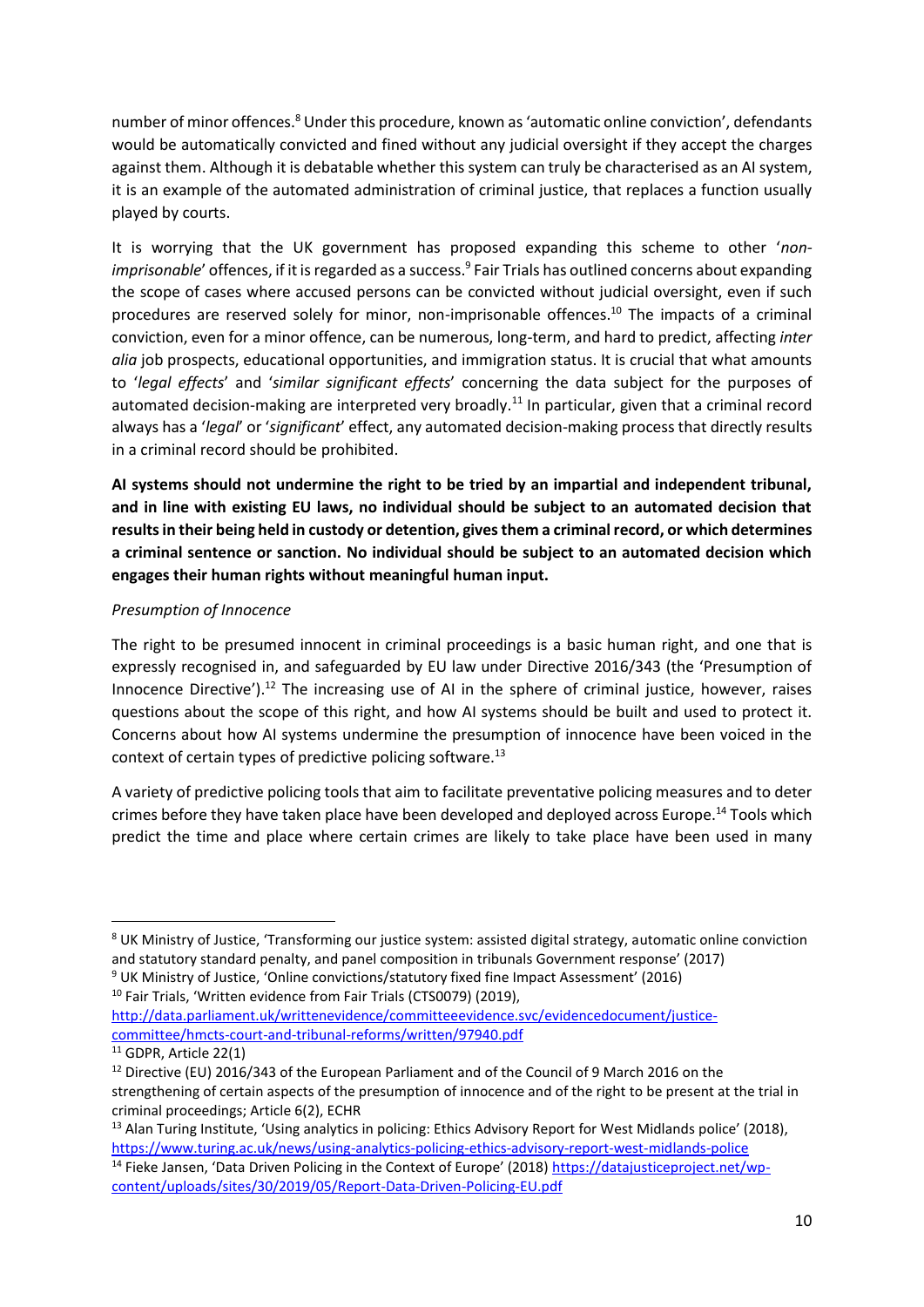number of minor offences.[8] Under this procedure, known as 'automatic online conviction', defendants would be automatically convicted and fined without any judicial oversight if they accept the charges against them. Although it is debatable whether this system can truly be characterised as an AI system, it is an example of the automated administration of criminal justice, that replaces a function usually played by courts.

It is worrying that the UK government has proposed expanding this scheme to other '*non-imprisonable*' offences, if it is regarded as a success.[9] Fair Trials has outlined concerns about expanding the scope of cases where accused persons can be convicted without judicial oversight, even if such procedures are reserved solely for minor, non-imprisonable offences.[10] The impacts of a criminal conviction, even for a minor offence, can be numerous, long-term, and hard to predict, affecting *inter alia* job prospects, educational opportunities, and immigration status. It is crucial that what amounts to '*legal effects*' and '*similar significant effects*' concerning the data subject for the purposes of automated decision-making are interpreted very broadly.[11] In particular, given that a criminal record always has a '*legal*' or '*significant*' effect, any automated decision-making process that directly results in a criminal record should be prohibited.

**AI systems should not undermine the right to be tried by an impartial and independent tribunal, and in line with existing EU laws, no individual should be subject to an automated decision that results in their being held in custody or detention, gives them a criminal record, or which determines a criminal sentence or sanction. No individual should be subject to an automated decision which engages their human rights without meaningful human input.**

*Presumption of Innocence*

The right to be presumed innocent in criminal proceedings is a basic human right, and one that is expressly recognised in, and safeguarded by EU law under Directive 2016/343 (the 'Presumption of Innocence Directive').[12] The increasing use of AI in the sphere of criminal justice, however, raises questions about the scope of this right, and how AI systems should be built and used to protect it. Concerns about how AI systems undermine the presumption of innocence have been voiced in the context of certain types of predictive policing software.[13]

A variety of predictive policing tools that aim to facilitate preventative policing measures and to deter crimes before they have taken place have been developed and deployed across Europe.[14] Tools which predict the time and place where certain crimes are likely to take place have been used in many

---

[8] UK Ministry of Justice, 'Transforming our justice system: assisted digital strategy, automatic online conviction and statutory standard penalty, and panel composition in tribunals Government response' (2017)

[9] UK Ministry of Justice, 'Online convictions/statutory fixed fine Impact Assessment' (2016)

[10] Fair Trials, 'Written evidence from Fair Trials (CTS0079) (2019), http://data.parliament.uk/writtenevidence/committeeevidence.svc/evidencedocument/justice-committee/hmcts-court-and-tribunal-reforms/written/97940.pdf

[11] GDPR, Article 22(1)

[12] Directive (EU) 2016/343 of the European Parliament and of the Council of 9 March 2016 on the strengthening of certain aspects of the presumption of innocence and of the right to be present at the trial in criminal proceedings; Article 6(2), ECHR

[13] Alan Turing Institute, 'Using analytics in policing: Ethics Advisory Report for West Midlands police' (2018), https://www.turing.ac.uk/news/using-analytics-policing-ethics-advisory-report-west-midlands-police

[14] Fieke Jansen, 'Data Driven Policing in the Context of Europe' (2018) https://datajusticeproject.net/wp-content/uploads/sites/30/2019/05/Report-Data-Driven-Policing-EU.pdf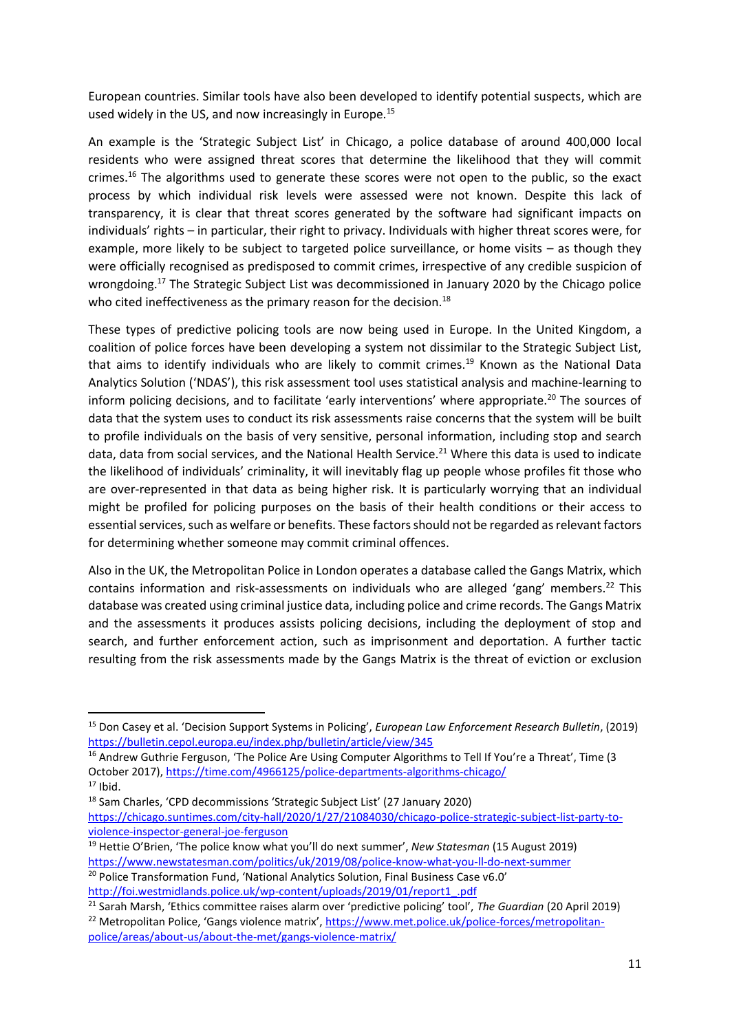European countries. Similar tools have also been developed to identify potential suspects, which are used widely in the US, and now increasingly in Europe.[15]

An example is the 'Strategic Subject List' in Chicago, a police database of around 400,000 local residents who were assigned threat scores that determine the likelihood that they will commit crimes.[16] The algorithms used to generate these scores were not open to the public, so the exact process by which individual risk levels were assessed were not known. Despite this lack of transparency, it is clear that threat scores generated by the software had significant impacts on individuals' rights – in particular, their right to privacy. Individuals with higher threat scores were, for example, more likely to be subject to targeted police surveillance, or home visits – as though they were officially recognised as predisposed to commit crimes, irrespective of any credible suspicion of wrongdoing.[17] The Strategic Subject List was decommissioned in January 2020 by the Chicago police who cited ineffectiveness as the primary reason for the decision.[18]

These types of predictive policing tools are now being used in Europe. In the United Kingdom, a coalition of police forces have been developing a system not dissimilar to the Strategic Subject List, that aims to identify individuals who are likely to commit crimes.[19] Known as the National Data Analytics Solution ('NDAS'), this risk assessment tool uses statistical analysis and machine-learning to inform policing decisions, and to facilitate 'early interventions' where appropriate.[20] The sources of data that the system uses to conduct its risk assessments raise concerns that the system will be built to profile individuals on the basis of very sensitive, personal information, including stop and search data, data from social services, and the National Health Service.[21] Where this data is used to indicate the likelihood of individuals' criminality, it will inevitably flag up people whose profiles fit those who are over-represented in that data as being higher risk. It is particularly worrying that an individual might be profiled for policing purposes on the basis of their health conditions or their access to essential services, such as welfare or benefits. These factors should not be regarded as relevant factors for determining whether someone may commit criminal offences.

Also in the UK, the Metropolitan Police in London operates a database called the Gangs Matrix, which contains information and risk-assessments on individuals who are alleged 'gang' members.[22] This database was created using criminal justice data, including police and crime records. The Gangs Matrix and the assessments it produces assists policing decisions, including the deployment of stop and search, and further enforcement action, such as imprisonment and deportation. A further tactic resulting from the risk assessments made by the Gangs Matrix is the threat of eviction or exclusion

---

[15] Don Casey et al. 'Decision Support Systems in Policing', *European Law Enforcement Research Bulletin*, (2019) https://bulletin.cepol.europa.eu/index.php/bulletin/article/view/345

[16] Andrew Guthrie Ferguson, 'The Police Are Using Computer Algorithms to Tell If You're a Threat', Time (3 October 2017), https://time.com/4966125/police-departments-algorithms-chicago/

[17] Ibid.

[18] Sam Charles, 'CPD decommissions 'Strategic Subject List' (27 January 2020) https://chicago.suntimes.com/city-hall/2020/1/27/21084030/chicago-police-strategic-subject-list-party-to-violence-inspector-general-joe-ferguson

[19] Hettie O'Brien, 'The police know what you'll do next summer', *New Statesman* (15 August 2019) https://www.newstatesman.com/politics/uk/2019/08/police-know-what-you-ll-do-next-summer

[20] Police Transformation Fund, 'National Analytics Solution, Final Business Case v6.0' http://foi.westmidlands.police.uk/wp-content/uploads/2019/01/report1_.pdf

[21] Sarah Marsh, 'Ethics committee raises alarm over 'predictive policing' tool', *The Guardian* (20 April 2019)

[22] Metropolitan Police, 'Gangs violence matrix', https://www.met.police.uk/police-forces/metropolitan-police/areas/about-us/about-the-met/gangs-violence-matrix/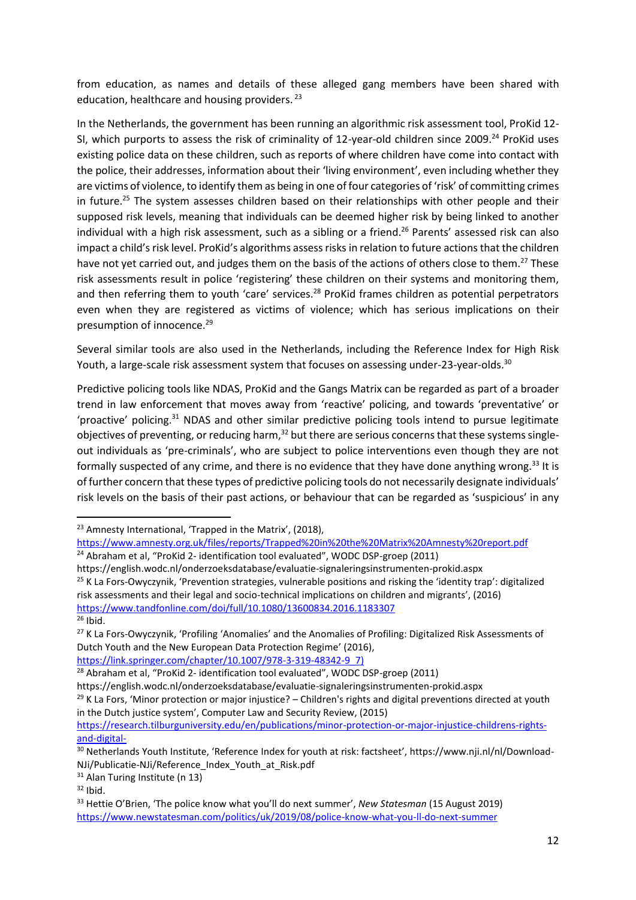from education, as names and details of these alleged gang members have been shared with education, healthcare and housing providers. [23]

In the Netherlands, the government has been running an algorithmic risk assessment tool, ProKid 12-SI, which purports to assess the risk of criminality of 12-year-old children since 2009.[24] ProKid uses existing police data on these children, such as reports of where children have come into contact with the police, their addresses, information about their 'living environment', even including whether they are victims of violence, to identify them as being in one of four categories of 'risk' of committing crimes in future.[25] The system assesses children based on their relationships with other people and their supposed risk levels, meaning that individuals can be deemed higher risk by being linked to another individual with a high risk assessment, such as a sibling or a friend.[26] Parents' assessed risk can also impact a child's risk level. ProKid's algorithms assess risks in relation to future actions that the children have not yet carried out, and judges them on the basis of the actions of others close to them.[27] These risk assessments result in police 'registering' these children on their systems and monitoring them, and then referring them to youth 'care' services.[28] ProKid frames children as potential perpetrators even when they are registered as victims of violence; which has serious implications on their presumption of innocence.[29]

Several similar tools are also used in the Netherlands, including the Reference Index for High Risk Youth, a large-scale risk assessment system that focuses on assessing under-23-year-olds.[30]

Predictive policing tools like NDAS, ProKid and the Gangs Matrix can be regarded as part of a broader trend in law enforcement that moves away from 'reactive' policing, and towards 'preventative' or 'proactive' policing.[31] NDAS and other similar predictive policing tools intend to pursue legitimate objectives of preventing, or reducing harm,[32] but there are serious concerns that these systems single-out individuals as 'pre-criminals', who are subject to police interventions even though they are not formally suspected of any crime, and there is no evidence that they have done anything wrong.[33] It is of further concern that these types of predictive policing tools do not necessarily designate individuals' risk levels on the basis of their past actions, or behaviour that can be regarded as 'suspicious' in any

---

[23] Amnesty International, 'Trapped in the Matrix', (2018), https://www.amnesty.org.uk/files/reports/Trapped%20in%20the%20Matrix%20Amnesty%20report.pdf

[24] Abraham et al, "ProKid 2- identification tool evaluated", WODC DSP-groep (2011) https://english.wodc.nl/onderzoeksdatabase/evaluatie-signaleringsinstrumenten-prokid.aspx

[25] K La Fors-Owczynik, 'Prevention strategies, vulnerable positions and risking the 'identity trap': digitalized risk assessments and their legal and socio-technical implications on children and migrants', (2016) https://www.tandfonline.com/doi/full/10.1080/13600834.2016.1183307

[26] Ibid.

[27] K La Fors-Owczynik, 'Profiling 'Anomalies' and the Anomalies of Profiling: Digitalized Risk Assessments of Dutch Youth and the New European Data Protection Regime' (2016), https://link.springer.com/chapter/10.1007/978-3-319-48342-9_7)

[28] Abraham et al, "ProKid 2- identification tool evaluated", WODC DSP-groep (2011) https://english.wodc.nl/onderzoeksdatabase/evaluatie-signaleringsinstrumenten-prokid.aspx

[29] K La Fors, 'Minor protection or major injustice? – Children's rights and digital preventions directed at youth in the Dutch justice system', Computer Law and Security Review, (2015) https://research.tilburguniversity.edu/en/publications/minor-protection-or-major-injustice-childrens-rights-and-digital-

[30] Netherlands Youth Institute, 'Reference Index for youth at risk: factsheet', https://www.nji.nl/nl/Download-NJi/Publicatie-NJi/Reference_Index_Youth_at_Risk.pdf

[31] Alan Turing Institute (n 13)

[32] Ibid.

[33] Hettie O'Brien, 'The police know what you'll do next summer', *New Statesman* (15 August 2019) https://www.newstatesman.com/politics/uk/2019/08/police-know-what-you-ll-do-next-summer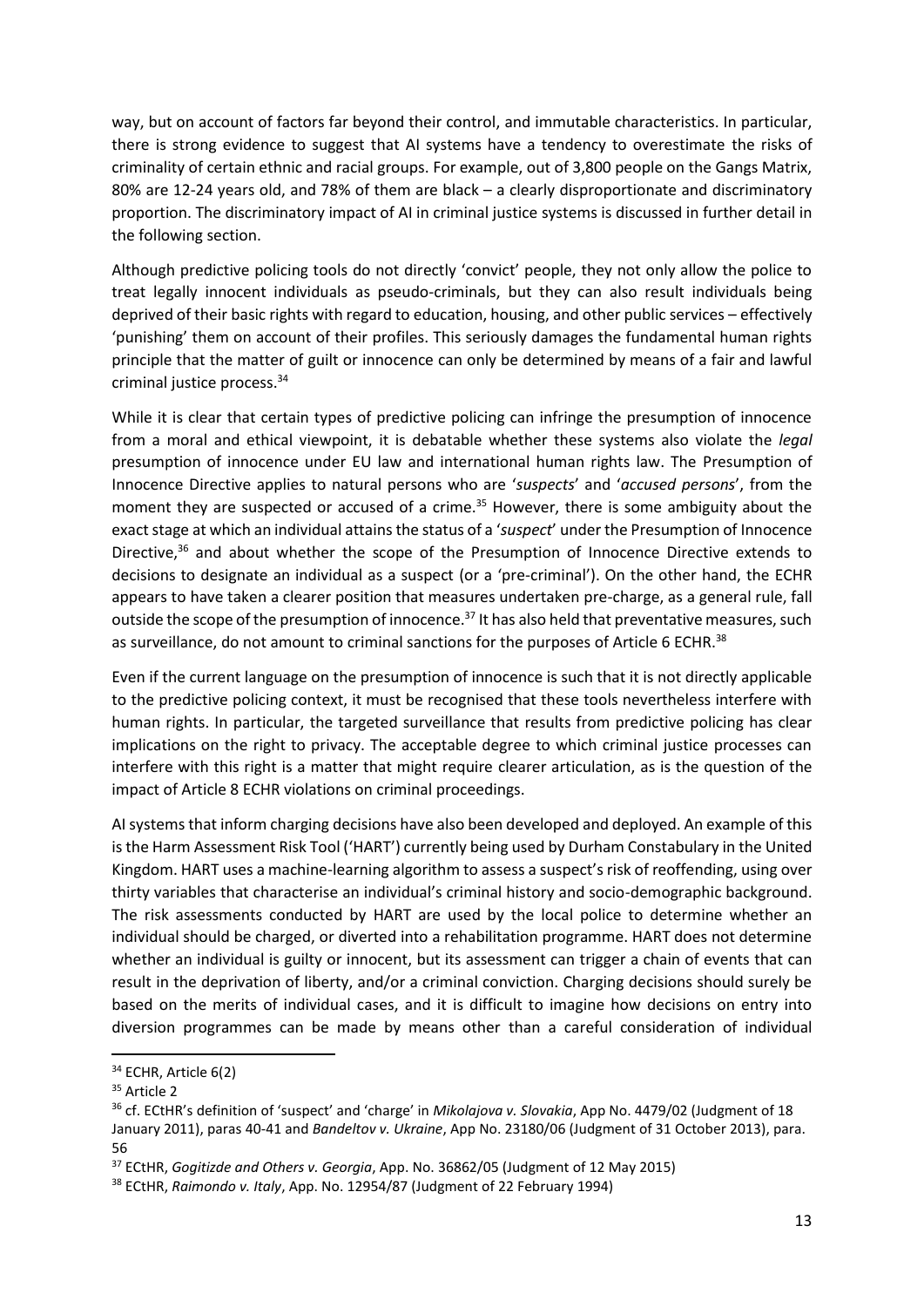way, but on account of factors far beyond their control, and immutable characteristics. In particular, there is strong evidence to suggest that AI systems have a tendency to overestimate the risks of criminality of certain ethnic and racial groups. For example, out of 3,800 people on the Gangs Matrix, 80% are 12-24 years old, and 78% of them are black – a clearly disproportionate and discriminatory proportion. The discriminatory impact of AI in criminal justice systems is discussed in further detail in the following section.

Although predictive policing tools do not directly 'convict' people, they not only allow the police to treat legally innocent individuals as pseudo-criminals, but they can also result individuals being deprived of their basic rights with regard to education, housing, and other public services – effectively 'punishing' them on account of their profiles. This seriously damages the fundamental human rights principle that the matter of guilt or innocence can only be determined by means of a fair and lawful criminal justice process.[34]

While it is clear that certain types of predictive policing can infringe the presumption of innocence from a moral and ethical viewpoint, it is debatable whether these systems also violate the *legal* presumption of innocence under EU law and international human rights law. The Presumption of Innocence Directive applies to natural persons who are '*suspects*' and '*accused persons*', from the moment they are suspected or accused of a crime.[35] However, there is some ambiguity about the exact stage at which an individual attains the status of a '*suspect*' under the Presumption of Innocence Directive,[36] and about whether the scope of the Presumption of Innocence Directive extends to decisions to designate an individual as a suspect (or a 'pre-criminal'). On the other hand, the ECHR appears to have taken a clearer position that measures undertaken pre-charge, as a general rule, fall outside the scope of the presumption of innocence.[37] It has also held that preventative measures, such as surveillance, do not amount to criminal sanctions for the purposes of Article 6 ECHR.[38]

Even if the current language on the presumption of innocence is such that it is not directly applicable to the predictive policing context, it must be recognised that these tools nevertheless interfere with human rights. In particular, the targeted surveillance that results from predictive policing has clear implications on the right to privacy. The acceptable degree to which criminal justice processes can interfere with this right is a matter that might require clearer articulation, as is the question of the impact of Article 8 ECHR violations on criminal proceedings.

AI systems that inform charging decisions have also been developed and deployed. An example of this is the Harm Assessment Risk Tool ('HART') currently being used by Durham Constabulary in the United Kingdom. HART uses a machine-learning algorithm to assess a suspect's risk of reoffending, using over thirty variables that characterise an individual's criminal history and socio-demographic background. The risk assessments conducted by HART are used by the local police to determine whether an individual should be charged, or diverted into a rehabilitation programme. HART does not determine whether an individual is guilty or innocent, but its assessment can trigger a chain of events that can result in the deprivation of liberty, and/or a criminal conviction. Charging decisions should surely be based on the merits of individual cases, and it is difficult to imagine how decisions on entry into diversion programmes can be made by means other than a careful consideration of individual

---

[34] ECHR, Article 6(2)

[35] Article 2

[36] cf. ECtHR's definition of 'suspect' and 'charge' in *Mikolajova v. Slovakia*, App No. 4479/02 (Judgment of 18 January 2011), paras 40-41 and *Bandeltov v. Ukraine*, App No. 23180/06 (Judgment of 31 October 2013), para. 56

[37] ECtHR, *Gogitizde and Others v. Georgia*, App. No. 36862/05 (Judgment of 12 May 2015)

[38] ECtHR, *Raimondo v. Italy*, App. No. 12954/87 (Judgment of 22 February 1994)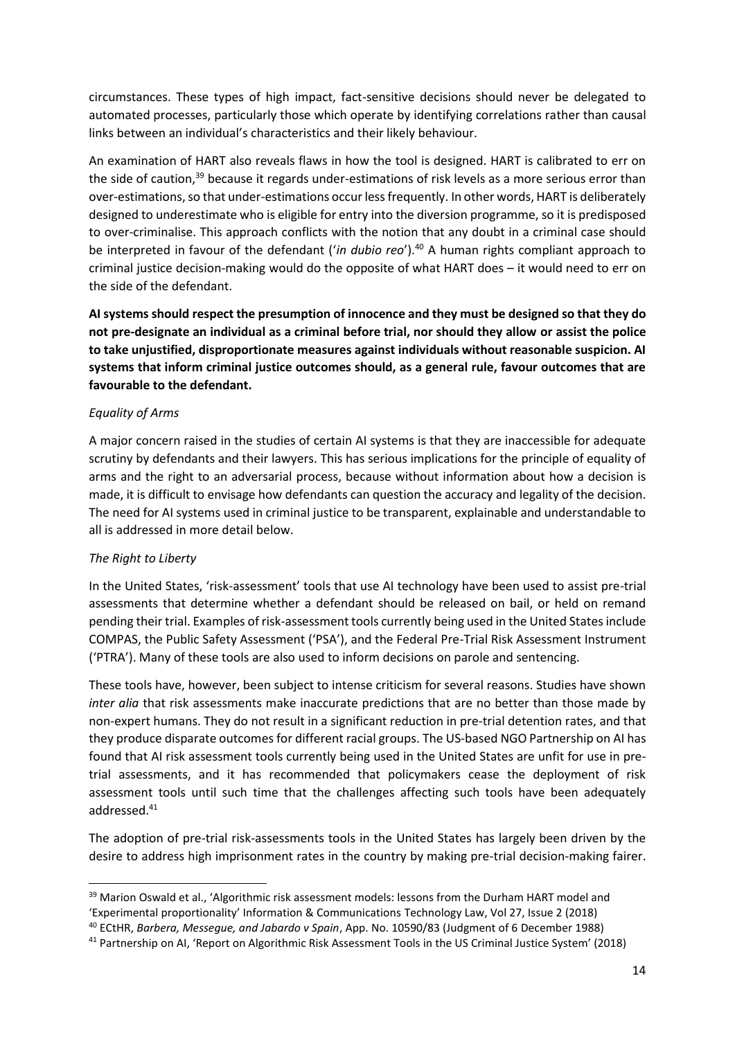circumstances. These types of high impact, fact-sensitive decisions should never be delegated to automated processes, particularly those which operate by identifying correlations rather than causal links between an individual's characteristics and their likely behaviour.

An examination of HART also reveals flaws in how the tool is designed. HART is calibrated to err on the side of caution,[39] because it regards under-estimations of risk levels as a more serious error than over-estimations, so that under-estimations occur less frequently. In other words, HART is deliberately designed to underestimate who is eligible for entry into the diversion programme, so it is predisposed to over-criminalise. This approach conflicts with the notion that any doubt in a criminal case should be interpreted in favour of the defendant ('*in dubio reo*').[40] A human rights compliant approach to criminal justice decision-making would do the opposite of what HART does – it would need to err on the side of the defendant.

**AI systems should respect the presumption of innocence and they must be designed so that they do not pre-designate an individual as a criminal before trial, nor should they allow or assist the police to take unjustified, disproportionate measures against individuals without reasonable suspicion. AI systems that inform criminal justice outcomes should, as a general rule, favour outcomes that are favourable to the defendant.**

*Equality of Arms*

A major concern raised in the studies of certain AI systems is that they are inaccessible for adequate scrutiny by defendants and their lawyers. This has serious implications for the principle of equality of arms and the right to an adversarial process, because without information about how a decision is made, it is difficult to envisage how defendants can question the accuracy and legality of the decision. The need for AI systems used in criminal justice to be transparent, explainable and understandable to all is addressed in more detail below.

*The Right to Liberty*

In the United States, 'risk-assessment' tools that use AI technology have been used to assist pre-trial assessments that determine whether a defendant should be released on bail, or held on remand pending their trial. Examples of risk-assessment tools currently being used in the United States include COMPAS, the Public Safety Assessment ('PSA'), and the Federal Pre-Trial Risk Assessment Instrument ('PTRA'). Many of these tools are also used to inform decisions on parole and sentencing.

These tools have, however, been subject to intense criticism for several reasons. Studies have shown *inter alia* that risk assessments make inaccurate predictions that are no better than those made by non-expert humans. They do not result in a significant reduction in pre-trial detention rates, and that they produce disparate outcomes for different racial groups. The US-based NGO Partnership on AI has found that AI risk assessment tools currently being used in the United States are unfit for use in pre-trial assessments, and it has recommended that policymakers cease the deployment of risk assessment tools until such time that the challenges affecting such tools have been adequately addressed.[41]

The adoption of pre-trial risk-assessments tools in the United States has largely been driven by the desire to address high imprisonment rates in the country by making pre-trial decision-making fairer.

[39] Marion Oswald et al., 'Algorithmic risk assessment models: lessons from the Durham HART model and 'Experimental proportionality' Information & Communications Technology Law, Vol 27, Issue 2 (2018)

[40] ECtHR, *Barbera, Messegue, and Jabardo v Spain*, App. No. 10590/83 (Judgment of 6 December 1988)

[41] Partnership on AI, 'Report on Algorithmic Risk Assessment Tools in the US Criminal Justice System' (2018)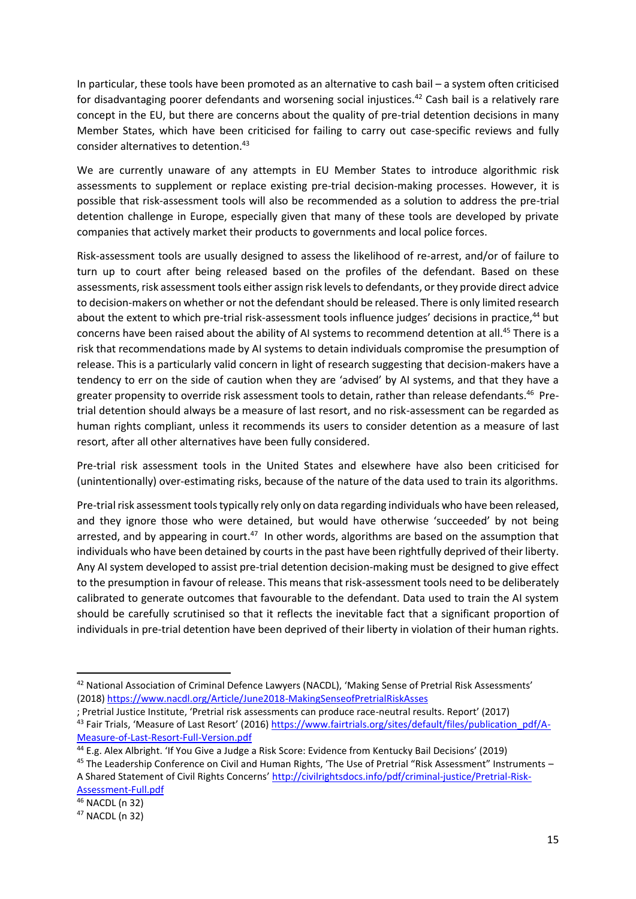In particular, these tools have been promoted as an alternative to cash bail – a system often criticised for disadvantaging poorer defendants and worsening social injustices.[42] Cash bail is a relatively rare concept in the EU, but there are concerns about the quality of pre-trial detention decisions in many Member States, which have been criticised for failing to carry out case-specific reviews and fully consider alternatives to detention.[43]

We are currently unaware of any attempts in EU Member States to introduce algorithmic risk assessments to supplement or replace existing pre-trial decision-making processes. However, it is possible that risk-assessment tools will also be recommended as a solution to address the pre-trial detention challenge in Europe, especially given that many of these tools are developed by private companies that actively market their products to governments and local police forces.

Risk-assessment tools are usually designed to assess the likelihood of re-arrest, and/or of failure to turn up to court after being released based on the profiles of the defendant. Based on these assessments, risk assessment tools either assign risk levels to defendants, or they provide direct advice to decision-makers on whether or not the defendant should be released. There is only limited research about the extent to which pre-trial risk-assessment tools influence judges' decisions in practice,[44] but concerns have been raised about the ability of AI systems to recommend detention at all.[45] There is a risk that recommendations made by AI systems to detain individuals compromise the presumption of release. This is a particularly valid concern in light of research suggesting that decision-makers have a tendency to err on the side of caution when they are 'advised' by AI systems, and that they have a greater propensity to override risk assessment tools to detain, rather than release defendants.[46] Pre-trial detention should always be a measure of last resort, and no risk-assessment can be regarded as human rights compliant, unless it recommends its users to consider detention as a measure of last resort, after all other alternatives have been fully considered.

Pre-trial risk assessment tools in the United States and elsewhere have also been criticised for (unintentionally) over-estimating risks, because of the nature of the data used to train its algorithms.

Pre-trial risk assessment tools typically rely only on data regarding individuals who have been released, and they ignore those who were detained, but would have otherwise 'succeeded' by not being arrested, and by appearing in court.[47] In other words, algorithms are based on the assumption that individuals who have been detained by courts in the past have been rightfully deprived of their liberty. Any AI system developed to assist pre-trial detention decision-making must be designed to give effect to the presumption in favour of release. This means that risk-assessment tools need to be deliberately calibrated to generate outcomes that favourable to the defendant. Data used to train the AI system should be carefully scrutinised so that it reflects the inevitable fact that a significant proportion of individuals in pre-trial detention have been deprived of their liberty in violation of their human rights.

---

[42] National Association of Criminal Defence Lawyers (NACDL), 'Making Sense of Pretrial Risk Assessments' (2018) https://www.nacdl.org/Article/June2018-MakingSenseofPretrialRiskAsses
; Pretrial Justice Institute, 'Pretrial risk assessments can produce race-neutral results. Report' (2017)

[43] Fair Trials, 'Measure of Last Resort' (2016) https://www.fairtrials.org/sites/default/files/publication_pdf/A-Measure-of-Last-Resort-Full-Version.pdf

[44] E.g. Alex Albright. 'If You Give a Judge a Risk Score: Evidence from Kentucky Bail Decisions' (2019)

[45] The Leadership Conference on Civil and Human Rights, 'The Use of Pretrial "Risk Assessment" Instruments – A Shared Statement of Civil Rights Concerns' http://civilrightsdocs.info/pdf/criminal-justice/Pretrial-Risk-Assessment-Full.pdf

[46] NACDL (n 32)

[47] NACDL (n 32)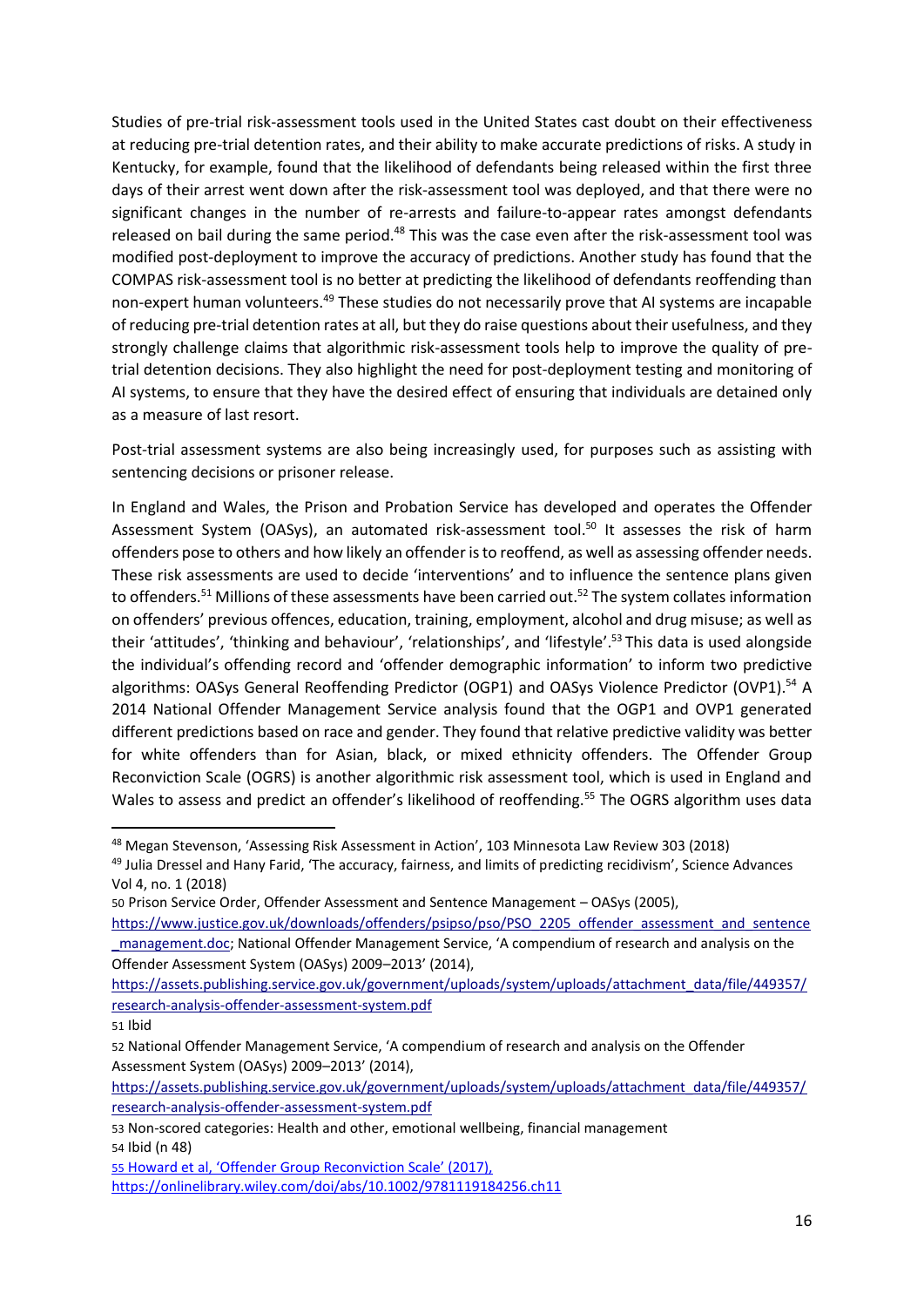Studies of pre-trial risk-assessment tools used in the United States cast doubt on their effectiveness at reducing pre-trial detention rates, and their ability to make accurate predictions of risks. A study in Kentucky, for example, found that the likelihood of defendants being released within the first three days of their arrest went down after the risk-assessment tool was deployed, and that there were no significant changes in the number of re-arrests and failure-to-appear rates amongst defendants released on bail during the same period.[48] This was the case even after the risk-assessment tool was modified post-deployment to improve the accuracy of predictions. Another study has found that the COMPAS risk-assessment tool is no better at predicting the likelihood of defendants reoffending than non-expert human volunteers.[49] These studies do not necessarily prove that AI systems are incapable of reducing pre-trial detention rates at all, but they do raise questions about their usefulness, and they strongly challenge claims that algorithmic risk-assessment tools help to improve the quality of pre-trial detention decisions. They also highlight the need for post-deployment testing and monitoring of AI systems, to ensure that they have the desired effect of ensuring that individuals are detained only as a measure of last resort.

Post-trial assessment systems are also being increasingly used, for purposes such as assisting with sentencing decisions or prisoner release.

In England and Wales, the Prison and Probation Service has developed and operates the Offender Assessment System (OASys), an automated risk-assessment tool.[50] It assesses the risk of harm offenders pose to others and how likely an offender is to reoffend, as well as assessing offender needs. These risk assessments are used to decide 'interventions' and to influence the sentence plans given to offenders.[51] Millions of these assessments have been carried out.[52] The system collates information on offenders' previous offences, education, training, employment, alcohol and drug misuse; as well as their 'attitudes', 'thinking and behaviour', 'relationships', and 'lifestyle'.[53] This data is used alongside the individual's offending record and 'offender demographic information' to inform two predictive algorithms: OASys General Reoffending Predictor (OGP1) and OASys Violence Predictor (OVP1).[54] A 2014 National Offender Management Service analysis found that the OGP1 and OVP1 generated different predictions based on race and gender. They found that relative predictive validity was better for white offenders than for Asian, black, or mixed ethnicity offenders. The Offender Group Reconviction Scale (OGRS) is another algorithmic risk assessment tool, which is used in England and Wales to assess and predict an offender's likelihood of reoffending.[55] The OGRS algorithm uses data

---

[48] Megan Stevenson, 'Assessing Risk Assessment in Action', 103 Minnesota Law Review 303 (2018)

[49] Julia Dressel and Hany Farid, 'The accuracy, fairness, and limits of predicting recidivism', Science Advances Vol 4, no. 1 (2018)

[50] Prison Service Order, Offender Assessment and Sentence Management – OASys (2005), https://www.justice.gov.uk/downloads/offenders/psipso/pso/PSO_2205_offender_assessment_and_sentence_management.doc; National Offender Management Service, 'A compendium of research and analysis on the Offender Assessment System (OASys) 2009–2013' (2014), https://assets.publishing.service.gov.uk/government/uploads/system/uploads/attachment_data/file/449357/research-analysis-offender-assessment-system.pdf

[51] Ibid

[52] National Offender Management Service, 'A compendium of research and analysis on the Offender Assessment System (OASys) 2009–2013' (2014), https://assets.publishing.service.gov.uk/government/uploads/system/uploads/attachment_data/file/449357/research-analysis-offender-assessment-system.pdf

[53] Non-scored categories: Health and other, emotional wellbeing, financial management

[54] Ibid (n 48)

[55] Howard et al, 'Offender Group Reconviction Scale' (2017), https://onlinelibrary.wiley.com/doi/abs/10.1002/9781119184256.ch11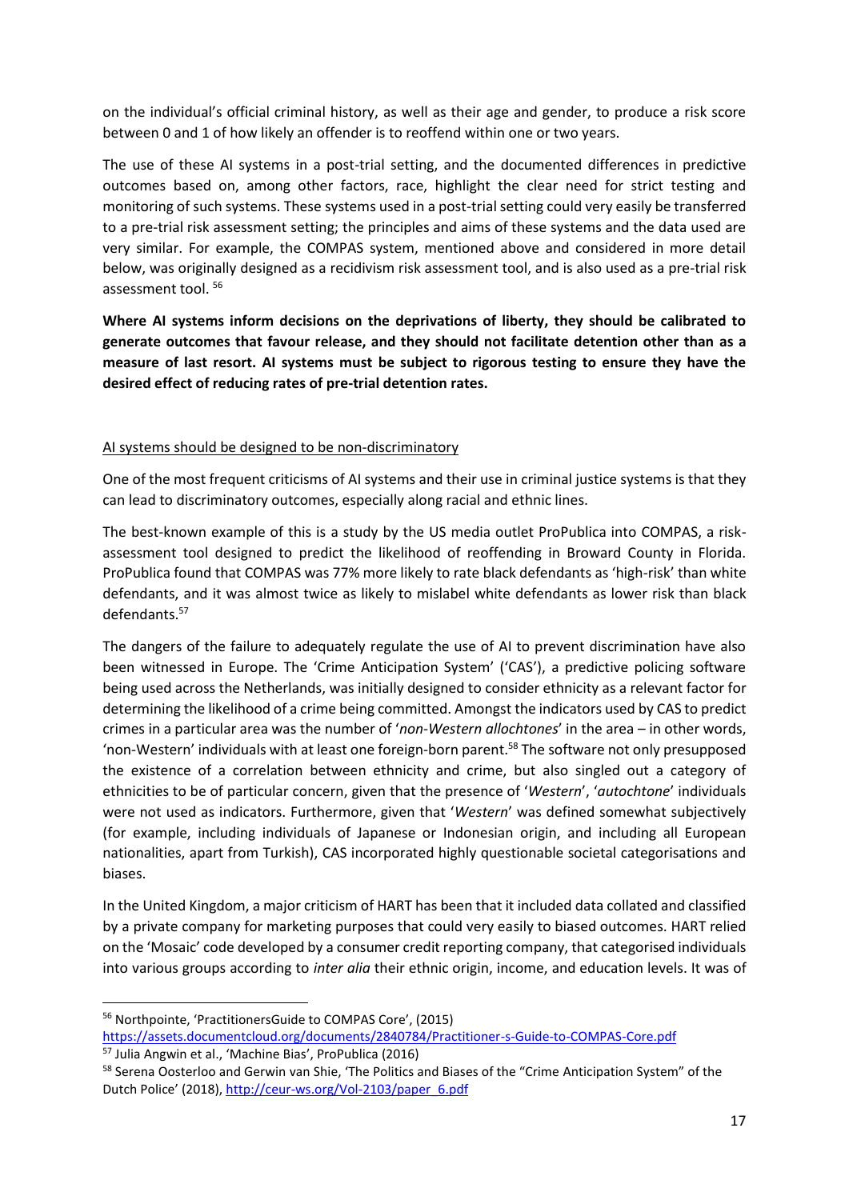on the individual's official criminal history, as well as their age and gender, to produce a risk score between 0 and 1 of how likely an offender is to reoffend within one or two years.

The use of these AI systems in a post-trial setting, and the documented differences in predictive outcomes based on, among other factors, race, highlight the clear need for strict testing and monitoring of such systems. These systems used in a post-trial setting could very easily be transferred to a pre-trial risk assessment setting; the principles and aims of these systems and the data used are very similar. For example, the COMPAS system, mentioned above and considered in more detail below, was originally designed as a recidivism risk assessment tool, and is also used as a pre-trial risk assessment tool. [56]

**Where AI systems inform decisions on the deprivations of liberty, they should be calibrated to generate outcomes that favour release, and they should not facilitate detention other than as a measure of last resort. AI systems must be subject to rigorous testing to ensure they have the desired effect of reducing rates of pre-trial detention rates.**

<u>AI systems should be designed to be non-discriminatory</u>

One of the most frequent criticisms of AI systems and their use in criminal justice systems is that they can lead to discriminatory outcomes, especially along racial and ethnic lines.

The best-known example of this is a study by the US media outlet ProPublica into COMPAS, a risk-assessment tool designed to predict the likelihood of reoffending in Broward County in Florida. ProPublica found that COMPAS was 77% more likely to rate black defendants as 'high-risk' than white defendants, and it was almost twice as likely to mislabel white defendants as lower risk than black defendants.[57]

The dangers of the failure to adequately regulate the use of AI to prevent discrimination have also been witnessed in Europe. The 'Crime Anticipation System' ('CAS'), a predictive policing software being used across the Netherlands, was initially designed to consider ethnicity as a relevant factor for determining the likelihood of a crime being committed. Amongst the indicators used by CAS to predict crimes in a particular area was the number of '*non-Western allochtones*' in the area – in other words, 'non-Western' individuals with at least one foreign-born parent.[58] The software not only presupposed the existence of a correlation between ethnicity and crime, but also singled out a category of ethnicities to be of particular concern, given that the presence of '*Western*', '*autochtone*' individuals were not used as indicators. Furthermore, given that '*Western*' was defined somewhat subjectively (for example, including individuals of Japanese or Indonesian origin, and including all European nationalities, apart from Turkish), CAS incorporated highly questionable societal categorisations and biases.

In the United Kingdom, a major criticism of HART has been that it included data collated and classified by a private company for marketing purposes that could very easily to biased outcomes. HART relied on the 'Mosaic' code developed by a consumer credit reporting company, that categorised individuals into various groups according to *inter alia* their ethnic origin, income, and education levels. It was of

---

[56] Northpointe, 'PractitionersGuide to COMPAS Core', (2015) https://assets.documentcloud.org/documents/2840784/Practitioner-s-Guide-to-COMPAS-Core.pdf

[57] Julia Angwin et al., 'Machine Bias', ProPublica (2016)

[58] Serena Oosterloo and Gerwin van Shie, 'The Politics and Biases of the "Crime Anticipation System" of the Dutch Police' (2018), http://ceur-ws.org/Vol-2103/paper_6.pdf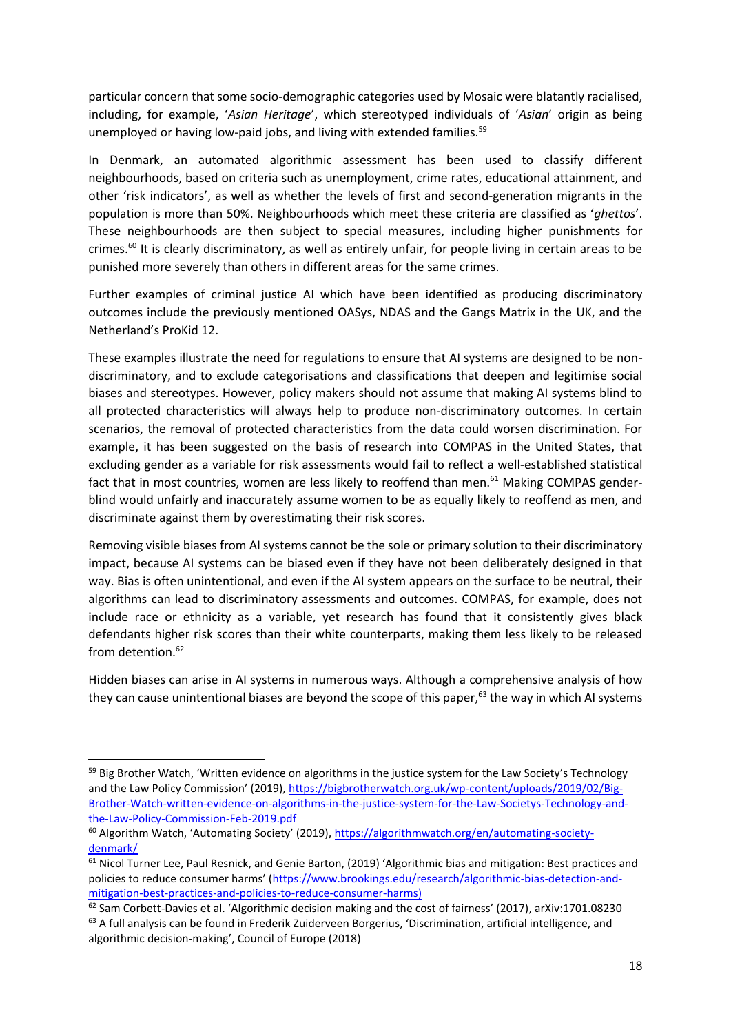particular concern that some socio-demographic categories used by Mosaic were blatantly racialised, including, for example, '*Asian Heritage*', which stereotyped individuals of '*Asian*' origin as being unemployed or having low-paid jobs, and living with extended families.[59]

In Denmark, an automated algorithmic assessment has been used to classify different neighbourhoods, based on criteria such as unemployment, crime rates, educational attainment, and other 'risk indicators', as well as whether the levels of first and second-generation migrants in the population is more than 50%. Neighbourhoods which meet these criteria are classified as '*ghettos*'. These neighbourhoods are then subject to special measures, including higher punishments for crimes.[60] It is clearly discriminatory, as well as entirely unfair, for people living in certain areas to be punished more severely than others in different areas for the same crimes.

Further examples of criminal justice AI which have been identified as producing discriminatory outcomes include the previously mentioned OASys, NDAS and the Gangs Matrix in the UK, and the Netherland's ProKid 12.

These examples illustrate the need for regulations to ensure that AI systems are designed to be non-discriminatory, and to exclude categorisations and classifications that deepen and legitimise social biases and stereotypes. However, policy makers should not assume that making AI systems blind to all protected characteristics will always help to produce non-discriminatory outcomes. In certain scenarios, the removal of protected characteristics from the data could worsen discrimination. For example, it has been suggested on the basis of research into COMPAS in the United States, that excluding gender as a variable for risk assessments would fail to reflect a well-established statistical fact that in most countries, women are less likely to reoffend than men.[61] Making COMPAS gender-blind would unfairly and inaccurately assume women to be as equally likely to reoffend as men, and discriminate against them by overestimating their risk scores.

Removing visible biases from AI systems cannot be the sole or primary solution to their discriminatory impact, because AI systems can be biased even if they have not been deliberately designed in that way. Bias is often unintentional, and even if the AI system appears on the surface to be neutral, their algorithms can lead to discriminatory assessments and outcomes. COMPAS, for example, does not include race or ethnicity as a variable, yet research has found that it consistently gives black defendants higher risk scores than their white counterparts, making them less likely to be released from detention.[62]

Hidden biases can arise in AI systems in numerous ways. Although a comprehensive analysis of how they can cause unintentional biases are beyond the scope of this paper,[63] the way in which AI systems

---

[59] Big Brother Watch, 'Written evidence on algorithms in the justice system for the Law Society's Technology and the Law Policy Commission' (2019), https://bigbrotherwatch.org.uk/wp-content/uploads/2019/02/Big-Brother-Watch-written-evidence-on-algorithms-in-the-justice-system-for-the-Law-Societys-Technology-and-the-Law-Policy-Commission-Feb-2019.pdf

[60] Algorithm Watch, 'Automating Society' (2019), https://algorithmwatch.org/en/automating-society-denmark/

[61] Nicol Turner Lee, Paul Resnick, and Genie Barton, (2019) 'Algorithmic bias and mitigation: Best practices and policies to reduce consumer harms' (https://www.brookings.edu/research/algorithmic-bias-detection-and-mitigation-best-practices-and-policies-to-reduce-consumer-harms)

[62] Sam Corbett-Davies et al. 'Algorithmic decision making and the cost of fairness' (2017), arXiv:1701.08230

[63] A full analysis can be found in Frederik Zuiderveen Borgerius, 'Discrimination, artificial intelligence, and algorithmic decision-making', Council of Europe (2018)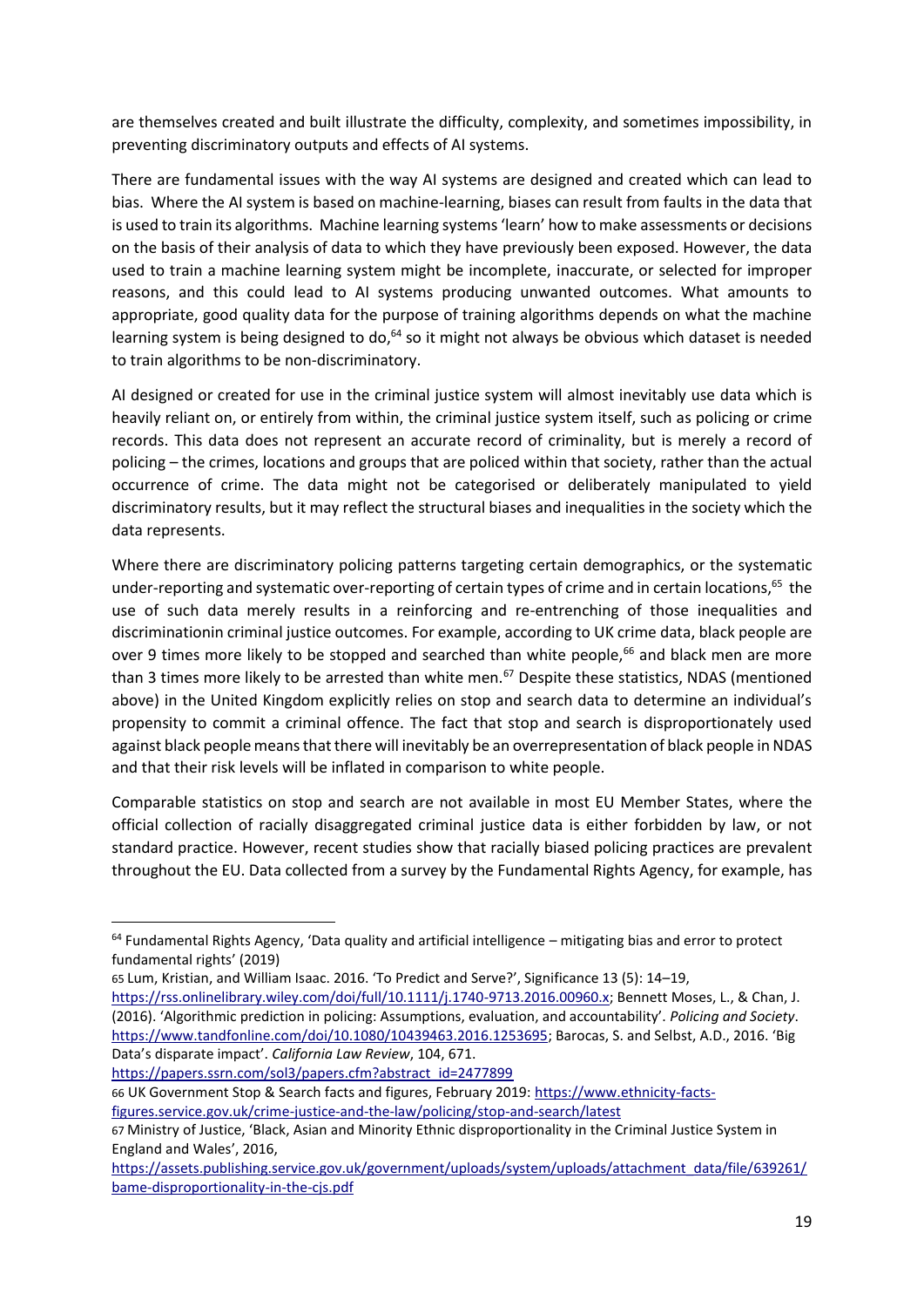are themselves created and built illustrate the difficulty, complexity, and sometimes impossibility, in preventing discriminatory outputs and effects of AI systems.

There are fundamental issues with the way AI systems are designed and created which can lead to bias. Where the AI system is based on machine-learning, biases can result from faults in the data that is used to train its algorithms. Machine learning systems 'learn' how to make assessments or decisions on the basis of their analysis of data to which they have previously been exposed. However, the data used to train a machine learning system might be incomplete, inaccurate, or selected for improper reasons, and this could lead to AI systems producing unwanted outcomes. What amounts to appropriate, good quality data for the purpose of training algorithms depends on what the machine learning system is being designed to do,[64] so it might not always be obvious which dataset is needed to train algorithms to be non-discriminatory.

AI designed or created for use in the criminal justice system will almost inevitably use data which is heavily reliant on, or entirely from within, the criminal justice system itself, such as policing or crime records. This data does not represent an accurate record of criminality, but is merely a record of policing – the crimes, locations and groups that are policed within that society, rather than the actual occurrence of crime. The data might not be categorised or deliberately manipulated to yield discriminatory results, but it may reflect the structural biases and inequalities in the society which the data represents.

Where there are discriminatory policing patterns targeting certain demographics, or the systematic under-reporting and systematic over-reporting of certain types of crime and in certain locations,[65] the use of such data merely results in a reinforcing and re-entrenching of those inequalities and discriminationin criminal justice outcomes. For example, according to UK crime data, black people are over 9 times more likely to be stopped and searched than white people,[66] and black men are more than 3 times more likely to be arrested than white men.[67] Despite these statistics, NDAS (mentioned above) in the United Kingdom explicitly relies on stop and search data to determine an individual's propensity to commit a criminal offence. The fact that stop and search is disproportionately used against black people means that there will inevitably be an overrepresentation of black people in NDAS and that their risk levels will be inflated in comparison to white people.

Comparable statistics on stop and search are not available in most EU Member States, where the official collection of racially disaggregated criminal justice data is either forbidden by law, or not standard practice. However, recent studies show that racially biased policing practices are prevalent throughout the EU. Data collected from a survey by the Fundamental Rights Agency, for example, has

---

[64] Fundamental Rights Agency, 'Data quality and artificial intelligence – mitigating bias and error to protect fundamental rights' (2019)

[65] Lum, Kristian, and William Isaac. 2016. 'To Predict and Serve?', Significance 13 (5): 14–19, https://rss.onlinelibrary.wiley.com/doi/full/10.1111/j.1740-9713.2016.00960.x; Bennett Moses, L., & Chan, J. (2016). 'Algorithmic prediction in policing: Assumptions, evaluation, and accountability'. *Policing and Society*. https://www.tandfonline.com/doi/10.1080/10439463.2016.1253695; Barocas, S. and Selbst, A.D., 2016. 'Big Data's disparate impact'. *California Law Review*, 104, 671. https://papers.ssrn.com/sol3/papers.cfm?abstract_id=2477899

[66] UK Government Stop & Search facts and figures, February 2019: https://www.ethnicity-facts-figures.service.gov.uk/crime-justice-and-the-law/policing/stop-and-search/latest

[67] Ministry of Justice, 'Black, Asian and Minority Ethnic disproportionality in the Criminal Justice System in England and Wales', 2016, https://assets.publishing.service.gov.uk/government/uploads/system/uploads/attachment_data/file/639261/bame-disproportionality-in-the-cjs.pdf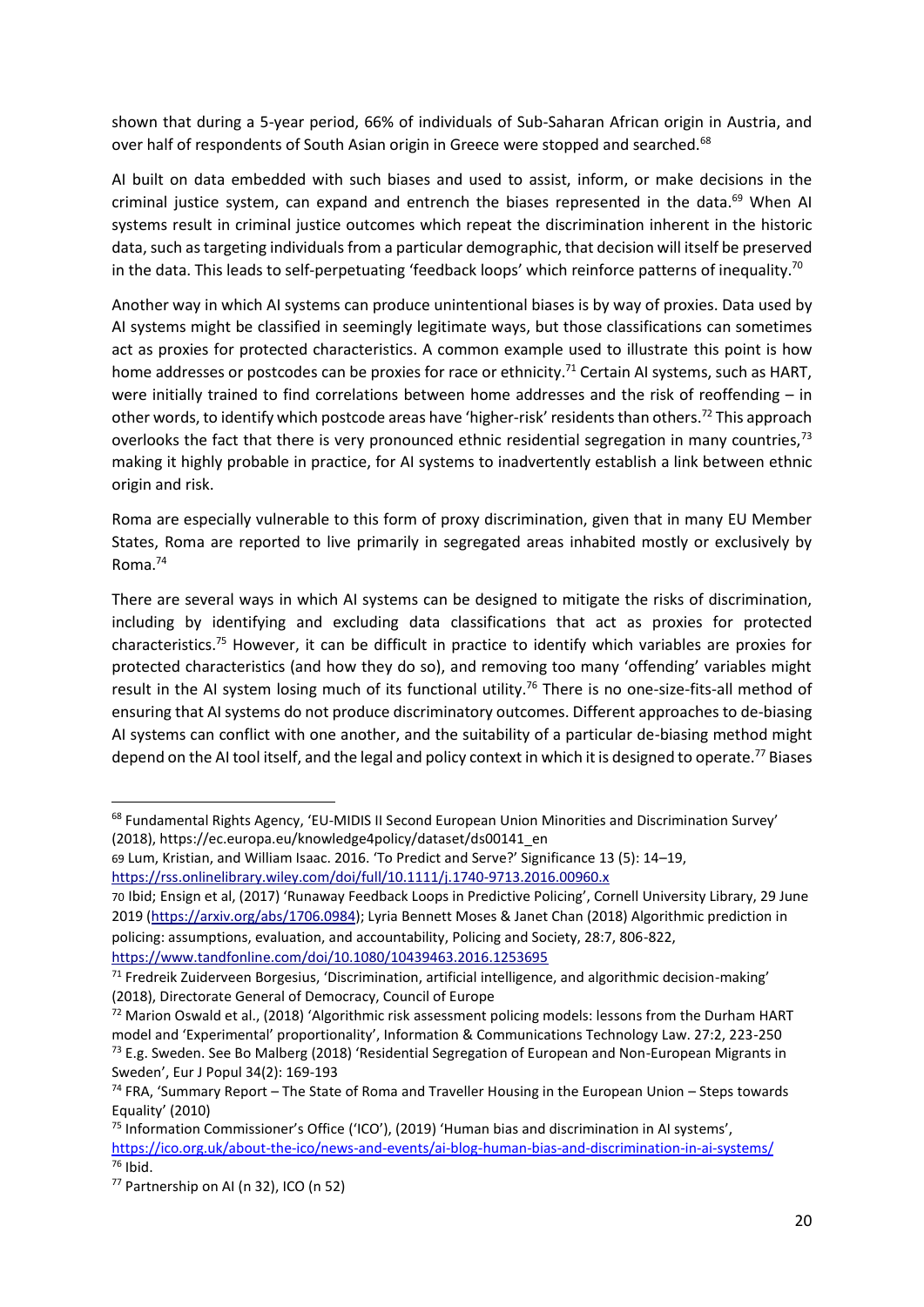shown that during a 5-year period, 66% of individuals of Sub-Saharan African origin in Austria, and over half of respondents of South Asian origin in Greece were stopped and searched.[68]

AI built on data embedded with such biases and used to assist, inform, or make decisions in the criminal justice system, can expand and entrench the biases represented in the data.[69] When AI systems result in criminal justice outcomes which repeat the discrimination inherent in the historic data, such as targeting individuals from a particular demographic, that decision will itself be preserved in the data. This leads to self-perpetuating 'feedback loops' which reinforce patterns of inequality.[70]

Another way in which AI systems can produce unintentional biases is by way of proxies. Data used by AI systems might be classified in seemingly legitimate ways, but those classifications can sometimes act as proxies for protected characteristics. A common example used to illustrate this point is how home addresses or postcodes can be proxies for race or ethnicity.[71] Certain AI systems, such as HART, were initially trained to find correlations between home addresses and the risk of reoffending – in other words, to identify which postcode areas have 'higher-risk' residents than others.[72] This approach overlooks the fact that there is very pronounced ethnic residential segregation in many countries,[73] making it highly probable in practice, for AI systems to inadvertently establish a link between ethnic origin and risk.

Roma are especially vulnerable to this form of proxy discrimination, given that in many EU Member States, Roma are reported to live primarily in segregated areas inhabited mostly or exclusively by Roma.[74]

There are several ways in which AI systems can be designed to mitigate the risks of discrimination, including by identifying and excluding data classifications that act as proxies for protected characteristics.[75] However, it can be difficult in practice to identify which variables are proxies for protected characteristics (and how they do so), and removing too many 'offending' variables might result in the AI system losing much of its functional utility.[76] There is no one-size-fits-all method of ensuring that AI systems do not produce discriminatory outcomes. Different approaches to de-biasing AI systems can conflict with one another, and the suitability of a particular de-biasing method might depend on the AI tool itself, and the legal and policy context in which it is designed to operate.[77] Biases

---

[68] Fundamental Rights Agency, 'EU-MIDIS II Second European Union Minorities and Discrimination Survey' (2018), https://ec.europa.eu/knowledge4policy/dataset/ds00141_en

[69] Lum, Kristian, and William Isaac. 2016. 'To Predict and Serve?' Significance 13 (5): 14–19, https://rss.onlinelibrary.wiley.com/doi/full/10.1111/j.1740-9713.2016.00960.x

[70] Ibid; Ensign et al, (2017) 'Runaway Feedback Loops in Predictive Policing', Cornell University Library, 29 June 2019 (https://arxiv.org/abs/1706.0984); Lyria Bennett Moses & Janet Chan (2018) Algorithmic prediction in policing: assumptions, evaluation, and accountability, Policing and Society, 28:7, 806-822, https://www.tandfonline.com/doi/10.1080/10439463.2016.1253695

[71] Fredreik Zuiderveen Borgesius, 'Discrimination, artificial intelligence, and algorithmic decision-making' (2018), Directorate General of Democracy, Council of Europe

[72] Marion Oswald et al., (2018) 'Algorithmic risk assessment policing models: lessons from the Durham HART model and 'Experimental' proportionality', Information & Communications Technology Law. 27:2, 223-250

[73] E.g. Sweden. See Bo Malberg (2018) 'Residential Segregation of European and Non-European Migrants in Sweden', Eur J Popul 34(2): 169-193

[74] FRA, 'Summary Report – The State of Roma and Traveller Housing in the European Union – Steps towards Equality' (2010)

[75] Information Commissioner's Office ('ICO'), (2019) 'Human bias and discrimination in AI systems', https://ico.org.uk/about-the-ico/news-and-events/ai-blog-human-bias-and-discrimination-in-ai-systems/

[76] Ibid.

[77] Partnership on AI (n 32), ICO (n 52)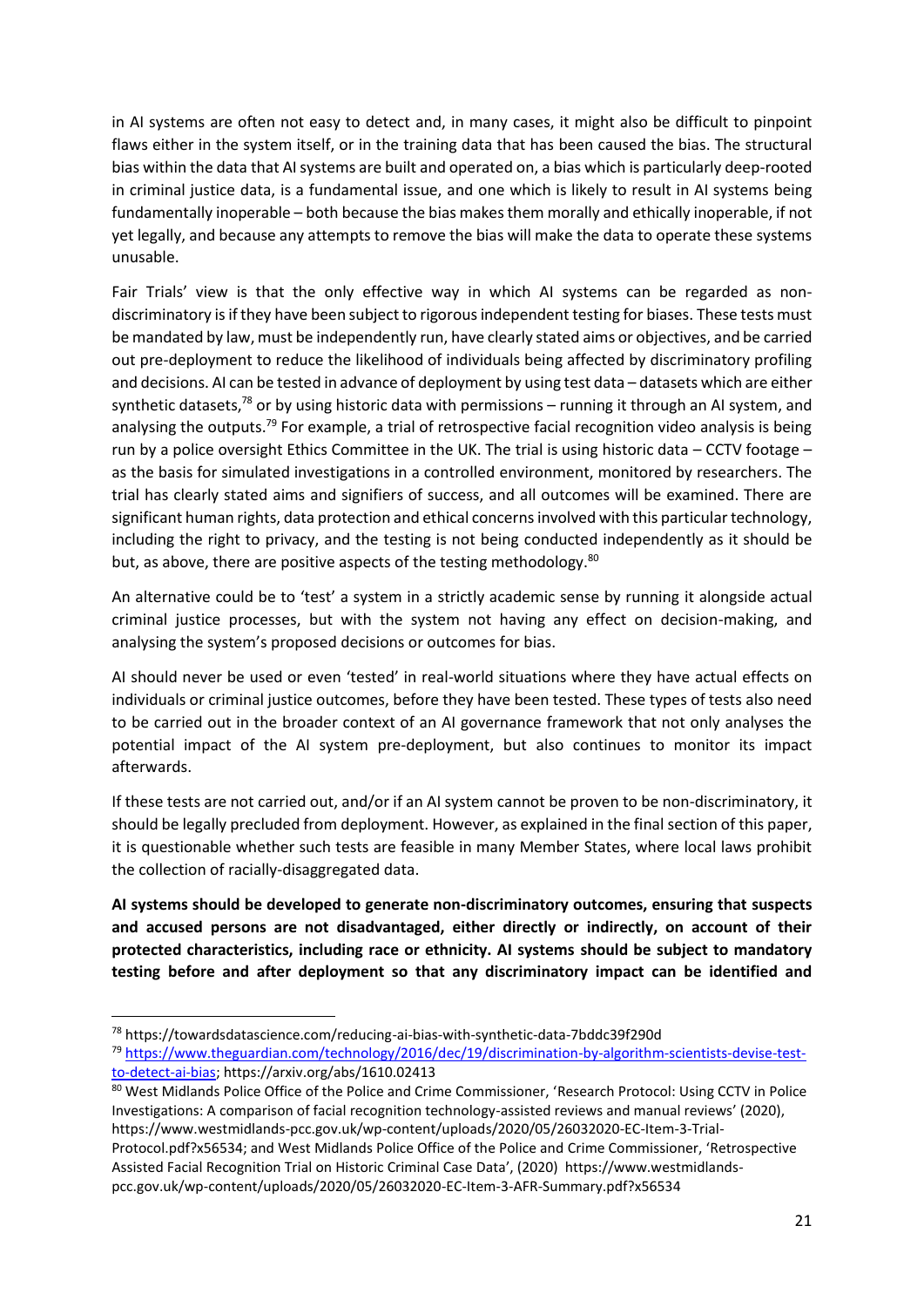in AI systems are often not easy to detect and, in many cases, it might also be difficult to pinpoint flaws either in the system itself, or in the training data that has been caused the bias. The structural bias within the data that AI systems are built and operated on, a bias which is particularly deep-rooted in criminal justice data, is a fundamental issue, and one which is likely to result in AI systems being fundamentally inoperable – both because the bias makes them morally and ethically inoperable, if not yet legally, and because any attempts to remove the bias will make the data to operate these systems unusable.

Fair Trials' view is that the only effective way in which AI systems can be regarded as non-discriminatory is if they have been subject to rigorous independent testing for biases. These tests must be mandated by law, must be independently run, have clearly stated aims or objectives, and be carried out pre-deployment to reduce the likelihood of individuals being affected by discriminatory profiling and decisions. AI can be tested in advance of deployment by using test data – datasets which are either synthetic datasets,[78] or by using historic data with permissions – running it through an AI system, and analysing the outputs.[79] For example, a trial of retrospective facial recognition video analysis is being run by a police oversight Ethics Committee in the UK. The trial is using historic data – CCTV footage – as the basis for simulated investigations in a controlled environment, monitored by researchers. The trial has clearly stated aims and signifiers of success, and all outcomes will be examined. There are significant human rights, data protection and ethical concerns involved with this particular technology, including the right to privacy, and the testing is not being conducted independently as it should be but, as above, there are positive aspects of the testing methodology.[80]

An alternative could be to 'test' a system in a strictly academic sense by running it alongside actual criminal justice processes, but with the system not having any effect on decision-making, and analysing the system's proposed decisions or outcomes for bias.

AI should never be used or even 'tested' in real-world situations where they have actual effects on individuals or criminal justice outcomes, before they have been tested. These types of tests also need to be carried out in the broader context of an AI governance framework that not only analyses the potential impact of the AI system pre-deployment, but also continues to monitor its impact afterwards.

If these tests are not carried out, and/or if an AI system cannot be proven to be non-discriminatory, it should be legally precluded from deployment. However, as explained in the final section of this paper, it is questionable whether such tests are feasible in many Member States, where local laws prohibit the collection of racially-disaggregated data.

**AI systems should be developed to generate non-discriminatory outcomes, ensuring that suspects and accused persons are not disadvantaged, either directly or indirectly, on account of their protected characteristics, including race or ethnicity. AI systems should be subject to mandatory testing before and after deployment so that any discriminatory impact can be identified and**

---

[78] https://towardsdatascience.com/reducing-ai-bias-with-synthetic-data-7bddc39f290d

[79] https://www.theguardian.com/technology/2016/dec/19/discrimination-by-algorithm-scientists-devise-test-to-detect-ai-bias; https://arxiv.org/abs/1610.02413

[80] West Midlands Police Office of the Police and Crime Commissioner, 'Research Protocol: Using CCTV in Police Investigations: A comparison of facial recognition technology-assisted reviews and manual reviews' (2020), https://www.westmidlands-pcc.gov.uk/wp-content/uploads/2020/05/26032020-EC-Item-3-Trial-Protocol.pdf?x56534; and West Midlands Police Office of the Police and Crime Commissioner, 'Retrospective Assisted Facial Recognition Trial on Historic Criminal Case Data', (2020) https://www.westmidlands-pcc.gov.uk/wp-content/uploads/2020/05/26032020-EC-Item-3-AFR-Summary.pdf?x56534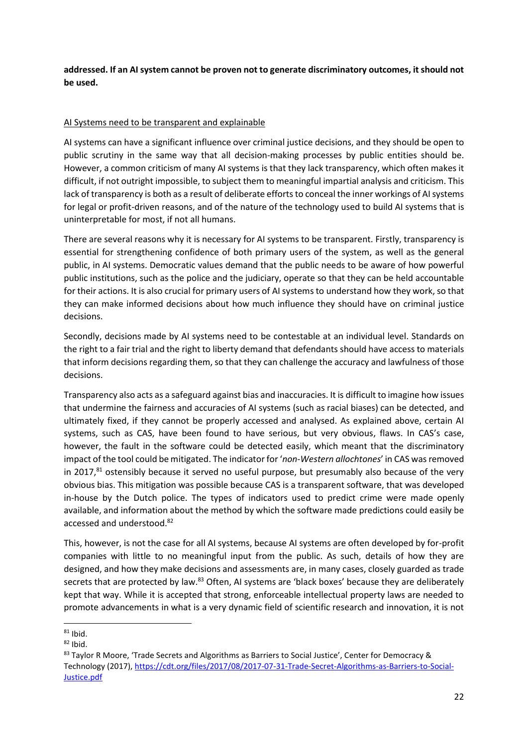**addressed. If an AI system cannot be proven not to generate discriminatory outcomes, it should not be used.**

AI Systems need to be transparent and explainable

AI systems can have a significant influence over criminal justice decisions, and they should be open to public scrutiny in the same way that all decision-making processes by public entities should be. However, a common criticism of many AI systems is that they lack transparency, which often makes it difficult, if not outright impossible, to subject them to meaningful impartial analysis and criticism. This lack of transparency is both as a result of deliberate efforts to conceal the inner workings of AI systems for legal or profit-driven reasons, and of the nature of the technology used to build AI systems that is uninterpretable for most, if not all humans.

There are several reasons why it is necessary for AI systems to be transparent. Firstly, transparency is essential for strengthening confidence of both primary users of the system, as well as the general public, in AI systems. Democratic values demand that the public needs to be aware of how powerful public institutions, such as the police and the judiciary, operate so that they can be held accountable for their actions. It is also crucial for primary users of AI systems to understand how they work, so that they can make informed decisions about how much influence they should have on criminal justice decisions.

Secondly, decisions made by AI systems need to be contestable at an individual level. Standards on the right to a fair trial and the right to liberty demand that defendants should have access to materials that inform decisions regarding them, so that they can challenge the accuracy and lawfulness of those decisions.

Transparency also acts as a safeguard against bias and inaccuracies. It is difficult to imagine how issues that undermine the fairness and accuracies of AI systems (such as racial biases) can be detected, and ultimately fixed, if they cannot be properly accessed and analysed. As explained above, certain AI systems, such as CAS, have been found to have serious, but very obvious, flaws. In CAS's case, however, the fault in the software could be detected easily, which meant that the discriminatory impact of the tool could be mitigated. The indicator for '*non-Western allochtones*' in CAS was removed in 2017,[81] ostensibly because it served no useful purpose, but presumably also because of the very obvious bias. This mitigation was possible because CAS is a transparent software, that was developed in-house by the Dutch police. The types of indicators used to predict crime were made openly available, and information about the method by which the software made predictions could easily be accessed and understood.[82]

This, however, is not the case for all AI systems, because AI systems are often developed by for-profit companies with little to no meaningful input from the public. As such, details of how they are designed, and how they make decisions and assessments are, in many cases, closely guarded as trade secrets that are protected by law.[83] Often, AI systems are 'black boxes' because they are deliberately kept that way. While it is accepted that strong, enforceable intellectual property laws are needed to promote advancements in what is a very dynamic field of scientific research and innovation, it is not

---

[81] Ibid.

[82] Ibid.

[83] Taylor R Moore, 'Trade Secrets and Algorithms as Barriers to Social Justice', Center for Democracy & Technology (2017), https://cdt.org/files/2017/08/2017-07-31-Trade-Secret-Algorithms-as-Barriers-to-Social-Justice.pdf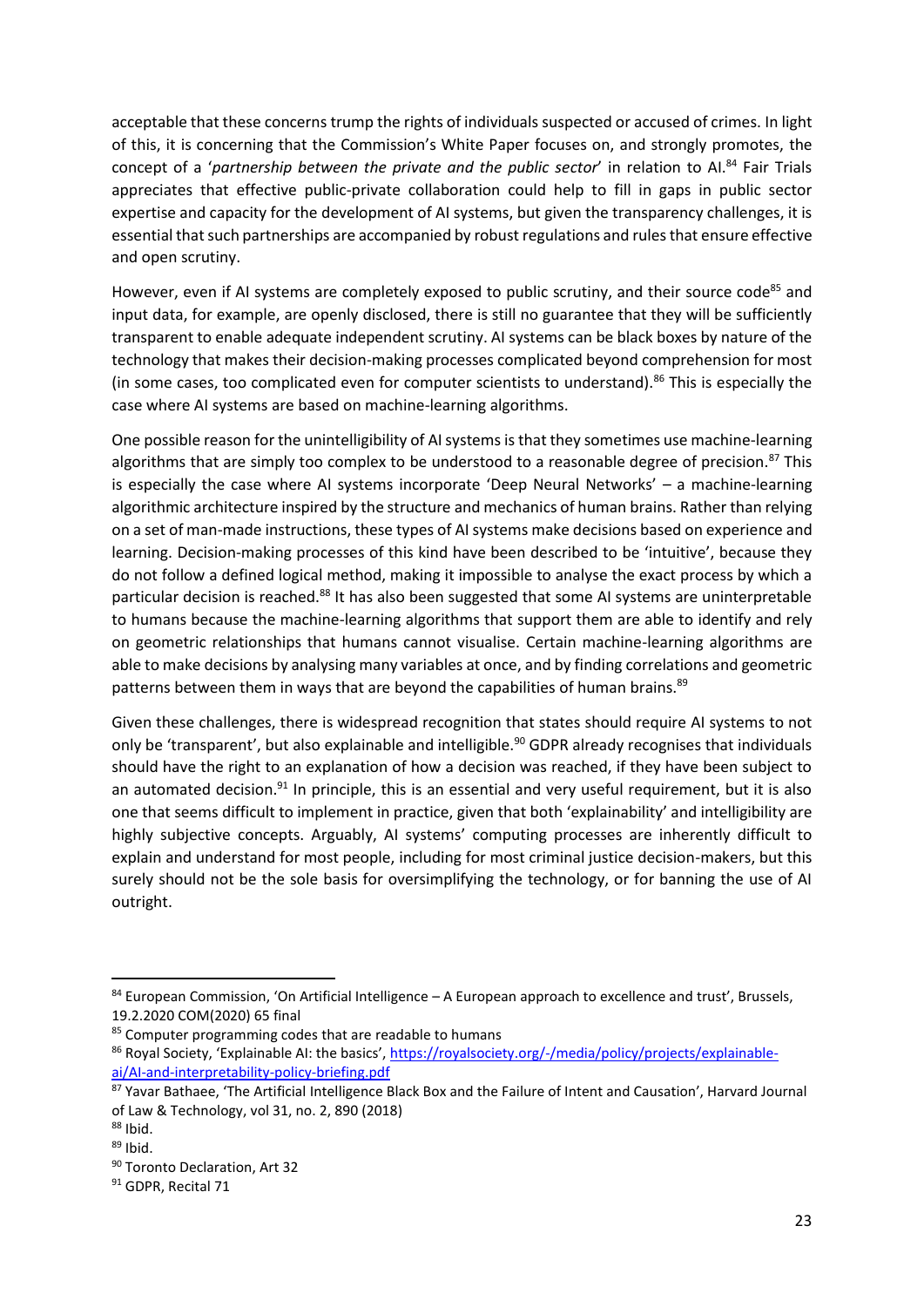acceptable that these concerns trump the rights of individuals suspected or accused of crimes. In light of this, it is concerning that the Commission's White Paper focuses on, and strongly promotes, the concept of a '*partnership between the private and the public sector*' in relation to AI.[84] Fair Trials appreciates that effective public-private collaboration could help to fill in gaps in public sector expertise and capacity for the development of AI systems, but given the transparency challenges, it is essential that such partnerships are accompanied by robust regulations and rules that ensure effective and open scrutiny.

However, even if AI systems are completely exposed to public scrutiny, and their source code[85] and input data, for example, are openly disclosed, there is still no guarantee that they will be sufficiently transparent to enable adequate independent scrutiny. AI systems can be black boxes by nature of the technology that makes their decision-making processes complicated beyond comprehension for most (in some cases, too complicated even for computer scientists to understand).[86] This is especially the case where AI systems are based on machine-learning algorithms.

One possible reason for the unintelligibility of AI systems is that they sometimes use machine-learning algorithms that are simply too complex to be understood to a reasonable degree of precision.[87] This is especially the case where AI systems incorporate 'Deep Neural Networks' – a machine-learning algorithmic architecture inspired by the structure and mechanics of human brains. Rather than relying on a set of man-made instructions, these types of AI systems make decisions based on experience and learning. Decision-making processes of this kind have been described to be 'intuitive', because they do not follow a defined logical method, making it impossible to analyse the exact process by which a particular decision is reached.[88] It has also been suggested that some AI systems are uninterpretable to humans because the machine-learning algorithms that support them are able to identify and rely on geometric relationships that humans cannot visualise. Certain machine-learning algorithms are able to make decisions by analysing many variables at once, and by finding correlations and geometric patterns between them in ways that are beyond the capabilities of human brains.[89]

Given these challenges, there is widespread recognition that states should require AI systems to not only be 'transparent', but also explainable and intelligible.[90] GDPR already recognises that individuals should have the right to an explanation of how a decision was reached, if they have been subject to an automated decision.[91] In principle, this is an essential and very useful requirement, but it is also one that seems difficult to implement in practice, given that both 'explainability' and intelligibility are highly subjective concepts. Arguably, AI systems' computing processes are inherently difficult to explain and understand for most people, including for most criminal justice decision-makers, but this surely should not be the sole basis for oversimplifying the technology, or for banning the use of AI outright.

---

[84] European Commission, 'On Artificial Intelligence – A European approach to excellence and trust', Brussels, 19.2.2020 COM(2020) 65 final

[85] Computer programming codes that are readable to humans

[86] Royal Society, 'Explainable AI: the basics', https://royalsociety.org/-/media/policy/projects/explainable-ai/AI-and-interpretability-policy-briefing.pdf

[87] Yavar Bathaee, 'The Artificial Intelligence Black Box and the Failure of Intent and Causation', Harvard Journal of Law & Technology, vol 31, no. 2, 890 (2018)

[88] Ibid.

[89] Ibid.

[90] Toronto Declaration, Art 32

[91] GDPR, Recital 71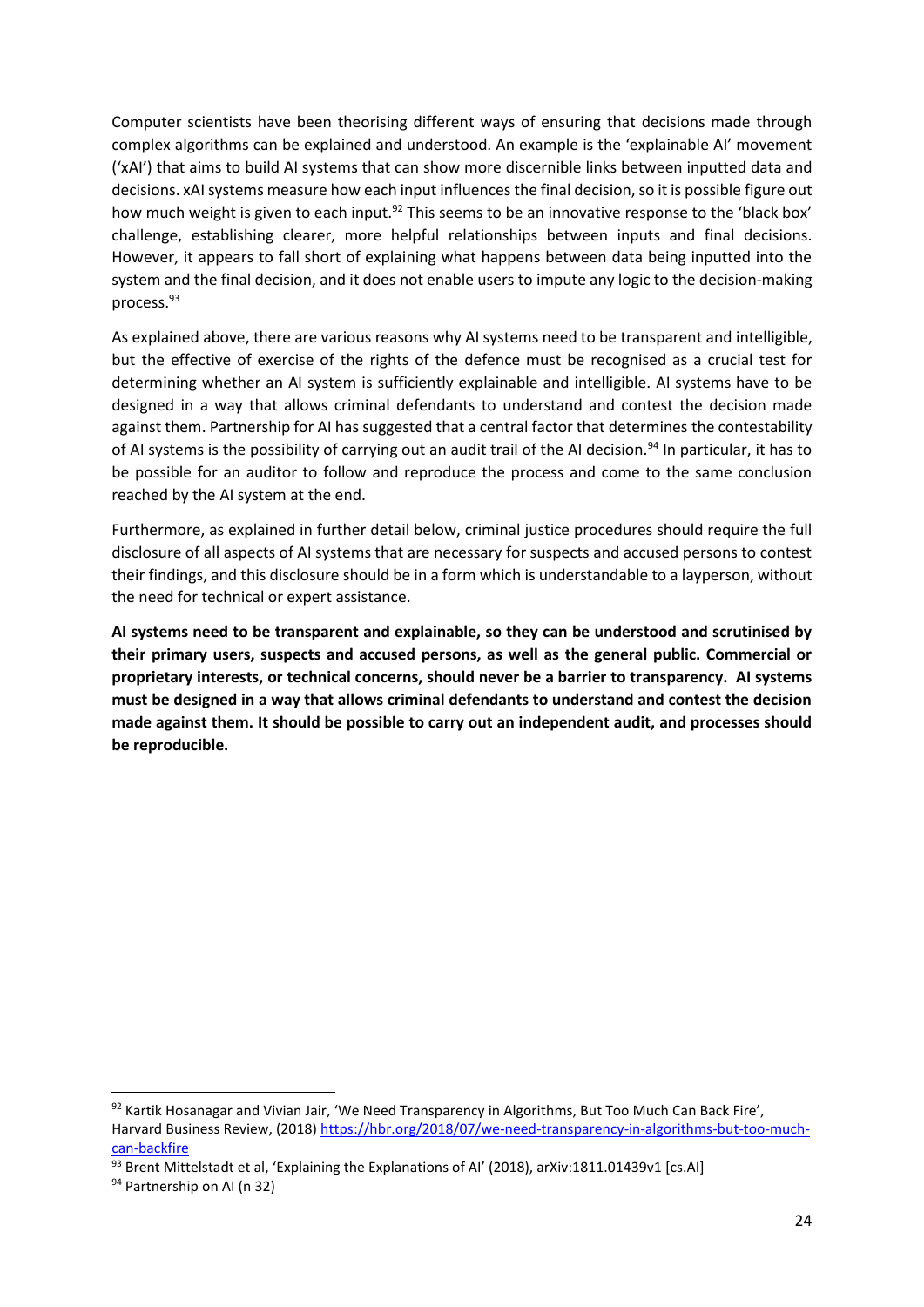Computer scientists have been theorising different ways of ensuring that decisions made through complex algorithms can be explained and understood. An example is the 'explainable AI' movement ('xAI') that aims to build AI systems that can show more discernible links between inputted data and decisions. xAI systems measure how each input influences the final decision, so it is possible figure out how much weight is given to each input.[92] This seems to be an innovative response to the 'black box' challenge, establishing clearer, more helpful relationships between inputs and final decisions. However, it appears to fall short of explaining what happens between data being inputted into the system and the final decision, and it does not enable users to impute any logic to the decision-making process.[93]

As explained above, there are various reasons why AI systems need to be transparent and intelligible, but the effective of exercise of the rights of the defence must be recognised as a crucial test for determining whether an AI system is sufficiently explainable and intelligible. AI systems have to be designed in a way that allows criminal defendants to understand and contest the decision made against them. Partnership for AI has suggested that a central factor that determines the contestability of AI systems is the possibility of carrying out an audit trail of the AI decision.[94] In particular, it has to be possible for an auditor to follow and reproduce the process and come to the same conclusion reached by the AI system at the end.

Furthermore, as explained in further detail below, criminal justice procedures should require the full disclosure of all aspects of AI systems that are necessary for suspects and accused persons to contest their findings, and this disclosure should be in a form which is understandable to a layperson, without the need for technical or expert assistance.

**AI systems need to be transparent and explainable, so they can be understood and scrutinised by their primary users, suspects and accused persons, as well as the general public. Commercial or proprietary interests, or technical concerns, should never be a barrier to transparency. AI systems must be designed in a way that allows criminal defendants to understand and contest the decision made against them. It should be possible to carry out an independent audit, and processes should be reproducible.**

---

[92] Kartik Hosanagar and Vivian Jair, 'We Need Transparency in Algorithms, But Too Much Can Back Fire', Harvard Business Review, (2018) https://hbr.org/2018/07/we-need-transparency-in-algorithms-but-too-much-can-backfire

[93] Brent Mittelstadt et al, 'Explaining the Explanations of AI' (2018), arXiv:1811.01439v1 [cs.AI]

[94] Partnership on AI (n 32)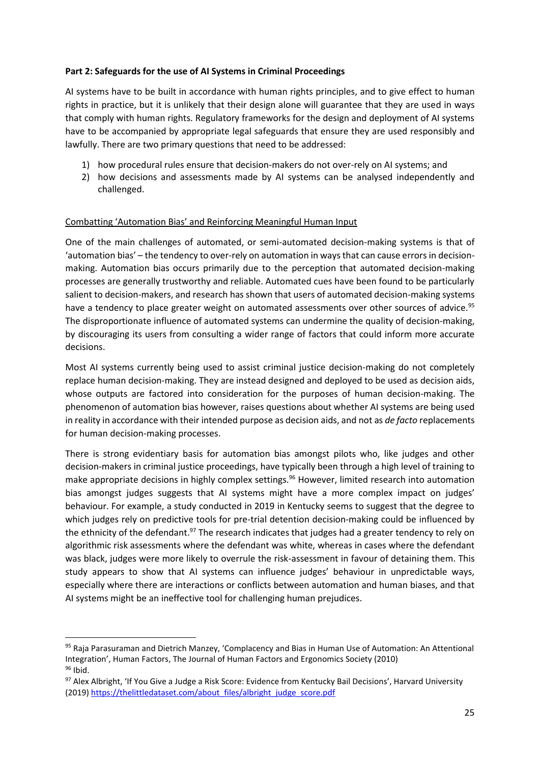**Part 2: Safeguards for the use of AI Systems in Criminal Proceedings**

AI systems have to be built in accordance with human rights principles, and to give effect to human rights in practice, but it is unlikely that their design alone will guarantee that they are used in ways that comply with human rights. Regulatory frameworks for the design and deployment of AI systems have to be accompanied by appropriate legal safeguards that ensure they are used responsibly and lawfully. There are two primary questions that need to be addressed:

1) how procedural rules ensure that decision-makers do not over-rely on AI systems; and
2) how decisions and assessments made by AI systems can be analysed independently and challenged.

<u>Combatting 'Automation Bias' and Reinforcing Meaningful Human Input</u>

One of the main challenges of automated, or semi-automated decision-making systems is that of 'automation bias' – the tendency to over-rely on automation in ways that can cause errors in decision-making. Automation bias occurs primarily due to the perception that automated decision-making processes are generally trustworthy and reliable. Automated cues have been found to be particularly salient to decision-makers, and research has shown that users of automated decision-making systems have a tendency to place greater weight on automated assessments over other sources of advice.[95] The disproportionate influence of automated systems can undermine the quality of decision-making, by discouraging its users from consulting a wider range of factors that could inform more accurate decisions.

Most AI systems currently being used to assist criminal justice decision-making do not completely replace human decision-making. They are instead designed and deployed to be used as decision aids, whose outputs are factored into consideration for the purposes of human decision-making. The phenomenon of automation bias however, raises questions about whether AI systems are being used in reality in accordance with their intended purpose as decision aids, and not as *de facto* replacements for human decision-making processes.

There is strong evidentiary basis for automation bias amongst pilots who, like judges and other decision-makers in criminal justice proceedings, have typically been through a high level of training to make appropriate decisions in highly complex settings.[96] However, limited research into automation bias amongst judges suggests that AI systems might have a more complex impact on judges' behaviour. For example, a study conducted in 2019 in Kentucky seems to suggest that the degree to which judges rely on predictive tools for pre-trial detention decision-making could be influenced by the ethnicity of the defendant.[97] The research indicates that judges had a greater tendency to rely on algorithmic risk assessments where the defendant was white, whereas in cases where the defendant was black, judges were more likely to overrule the risk-assessment in favour of detaining them. This study appears to show that AI systems can influence judges' behaviour in unpredictable ways, especially where there are interactions or conflicts between automation and human biases, and that AI systems might be an ineffective tool for challenging human prejudices.

---

[95] Raja Parasuraman and Dietrich Manzey, 'Complacency and Bias in Human Use of Automation: An Attentional Integration', Human Factors, The Journal of Human Factors and Ergonomics Society (2010)

[96] Ibid.

[97] Alex Albright, 'If You Give a Judge a Risk Score: Evidence from Kentucky Bail Decisions', Harvard University (2019) https://thelittledataset.com/about_files/albright_judge_score.pdf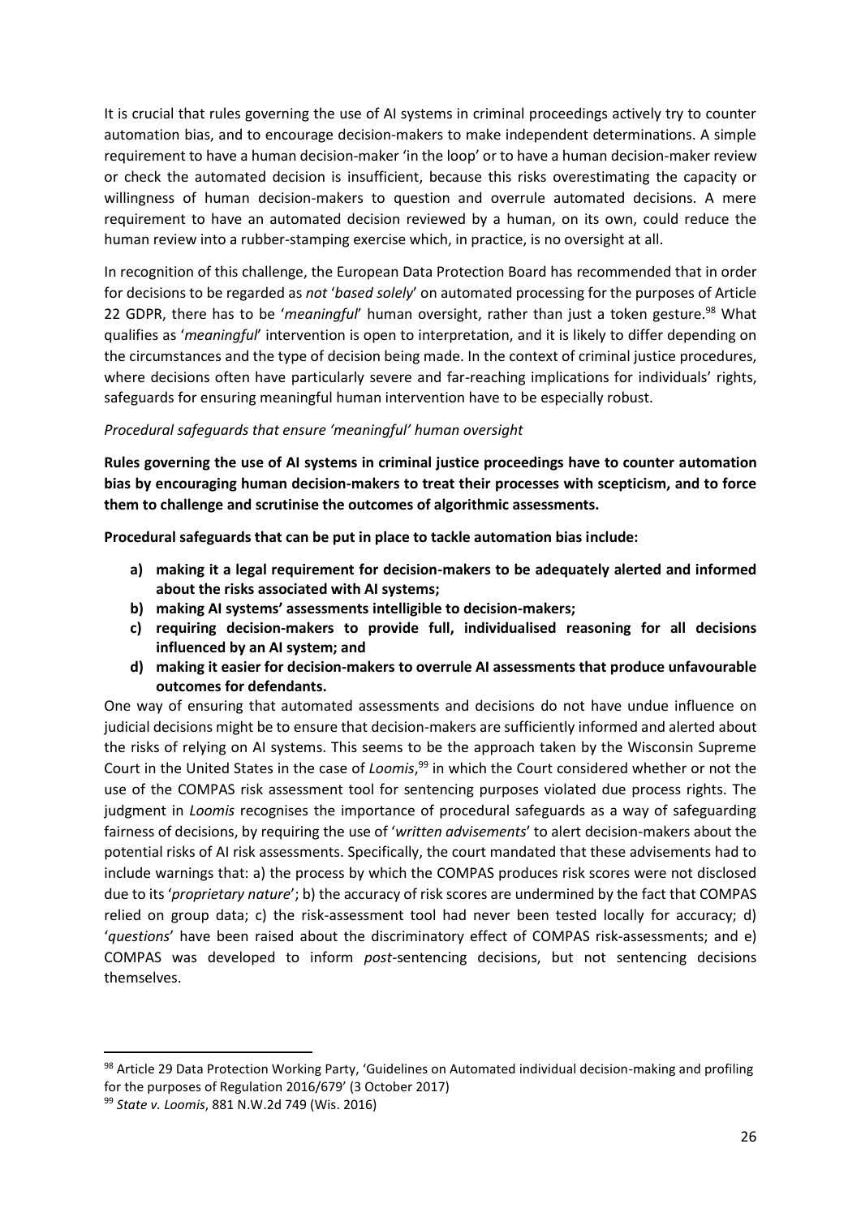It is crucial that rules governing the use of AI systems in criminal proceedings actively try to counter automation bias, and to encourage decision-makers to make independent determinations. A simple requirement to have a human decision-maker 'in the loop' or to have a human decision-maker review or check the automated decision is insufficient, because this risks overestimating the capacity or willingness of human decision-makers to question and overrule automated decisions. A mere requirement to have an automated decision reviewed by a human, on its own, could reduce the human review into a rubber-stamping exercise which, in practice, is no oversight at all.

In recognition of this challenge, the European Data Protection Board has recommended that in order for decisions to be regarded as *not* '*based solely*' on automated processing for the purposes of Article 22 GDPR, there has to be '*meaningful*' human oversight, rather than just a token gesture.[98] What qualifies as '*meaningful*' intervention is open to interpretation, and it is likely to differ depending on the circumstances and the type of decision being made. In the context of criminal justice procedures, where decisions often have particularly severe and far-reaching implications for individuals' rights, safeguards for ensuring meaningful human intervention have to be especially robust.

*Procedural safeguards that ensure 'meaningful' human oversight*

**Rules governing the use of AI systems in criminal justice proceedings have to counter automation bias by encouraging human decision-makers to treat their processes with scepticism, and to force them to challenge and scrutinise the outcomes of algorithmic assessments.**

**Procedural safeguards that can be put in place to tackle automation bias include:**

a) **making it a legal requirement for decision-makers to be adequately alerted and informed about the risks associated with AI systems;**
b) **making AI systems' assessments intelligible to decision-makers;**
c) **requiring decision-makers to provide full, individualised reasoning for all decisions influenced by an AI system; and**
d) **making it easier for decision-makers to overrule AI assessments that produce unfavourable outcomes for defendants.**

One way of ensuring that automated assessments and decisions do not have undue influence on judicial decisions might be to ensure that decision-makers are sufficiently informed and alerted about the risks of relying on AI systems. This seems to be the approach taken by the Wisconsin Supreme Court in the United States in the case of *Loomis*,[99] in which the Court considered whether or not the use of the COMPAS risk assessment tool for sentencing purposes violated due process rights. The judgment in *Loomis* recognises the importance of procedural safeguards as a way of safeguarding fairness of decisions, by requiring the use of '*written advisements*' to alert decision-makers about the potential risks of AI risk assessments. Specifically, the court mandated that these advisements had to include warnings that: a) the process by which the COMPAS produces risk scores were not disclosed due to its '*proprietary nature*'; b) the accuracy of risk scores are undermined by the fact that COMPAS relied on group data; c) the risk-assessment tool had never been tested locally for accuracy; d) '*questions*' have been raised about the discriminatory effect of COMPAS risk-assessments; and e) COMPAS was developed to inform *post*-sentencing decisions, but not sentencing decisions themselves.

---

[98] Article 29 Data Protection Working Party, 'Guidelines on Automated individual decision-making and profiling for the purposes of Regulation 2016/679' (3 October 2017)

[99] *State v. Loomis*, 881 N.W.2d 749 (Wis. 2016)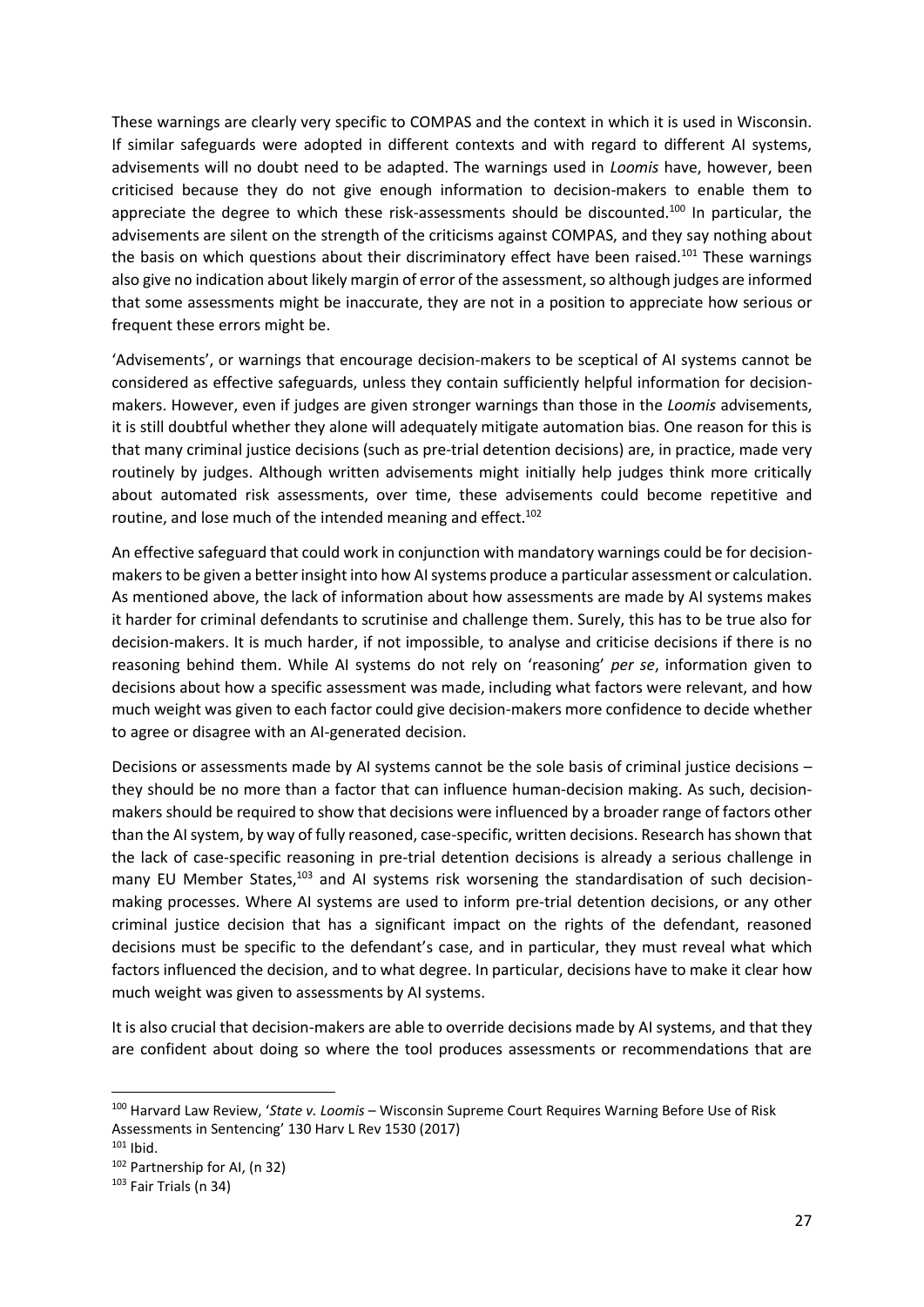These warnings are clearly very specific to COMPAS and the context in which it is used in Wisconsin. If similar safeguards were adopted in different contexts and with regard to different AI systems, advisements will no doubt need to be adapted. The warnings used in *Loomis* have, however, been criticised because they do not give enough information to decision-makers to enable them to appreciate the degree to which these risk-assessments should be discounted.[100] In particular, the advisements are silent on the strength of the criticisms against COMPAS, and they say nothing about the basis on which questions about their discriminatory effect have been raised.[101] These warnings also give no indication about likely margin of error of the assessment, so although judges are informed that some assessments might be inaccurate, they are not in a position to appreciate how serious or frequent these errors might be.

'Advisements', or warnings that encourage decision-makers to be sceptical of AI systems cannot be considered as effective safeguards, unless they contain sufficiently helpful information for decision-makers. However, even if judges are given stronger warnings than those in the *Loomis* advisements, it is still doubtful whether they alone will adequately mitigate automation bias. One reason for this is that many criminal justice decisions (such as pre-trial detention decisions) are, in practice, made very routinely by judges. Although written advisements might initially help judges think more critically about automated risk assessments, over time, these advisements could become repetitive and routine, and lose much of the intended meaning and effect.[102]

An effective safeguard that could work in conjunction with mandatory warnings could be for decision-makers to be given a better insight into how AI systems produce a particular assessment or calculation. As mentioned above, the lack of information about how assessments are made by AI systems makes it harder for criminal defendants to scrutinise and challenge them. Surely, this has to be true also for decision-makers. It is much harder, if not impossible, to analyse and criticise decisions if there is no reasoning behind them. While AI systems do not rely on 'reasoning' *per se*, information given to decisions about how a specific assessment was made, including what factors were relevant, and how much weight was given to each factor could give decision-makers more confidence to decide whether to agree or disagree with an AI-generated decision.

Decisions or assessments made by AI systems cannot be the sole basis of criminal justice decisions – they should be no more than a factor that can influence human-decision making. As such, decision-makers should be required to show that decisions were influenced by a broader range of factors other than the AI system, by way of fully reasoned, case-specific, written decisions. Research has shown that the lack of case-specific reasoning in pre-trial detention decisions is already a serious challenge in many EU Member States,[103] and AI systems risk worsening the standardisation of such decision-making processes. Where AI systems are used to inform pre-trial detention decisions, or any other criminal justice decision that has a significant impact on the rights of the defendant, reasoned decisions must be specific to the defendant's case, and in particular, they must reveal what which factors influenced the decision, and to what degree. In particular, decisions have to make it clear how much weight was given to assessments by AI systems.

It is also crucial that decision-makers are able to override decisions made by AI systems, and that they are confident about doing so where the tool produces assessments or recommendations that are

---

[100] Harvard Law Review, '*State v. Loomis* – Wisconsin Supreme Court Requires Warning Before Use of Risk Assessments in Sentencing' 130 Harv L Rev 1530 (2017)

[101] Ibid.

[102] Partnership for AI, (n 32)

[103] Fair Trials (n 34)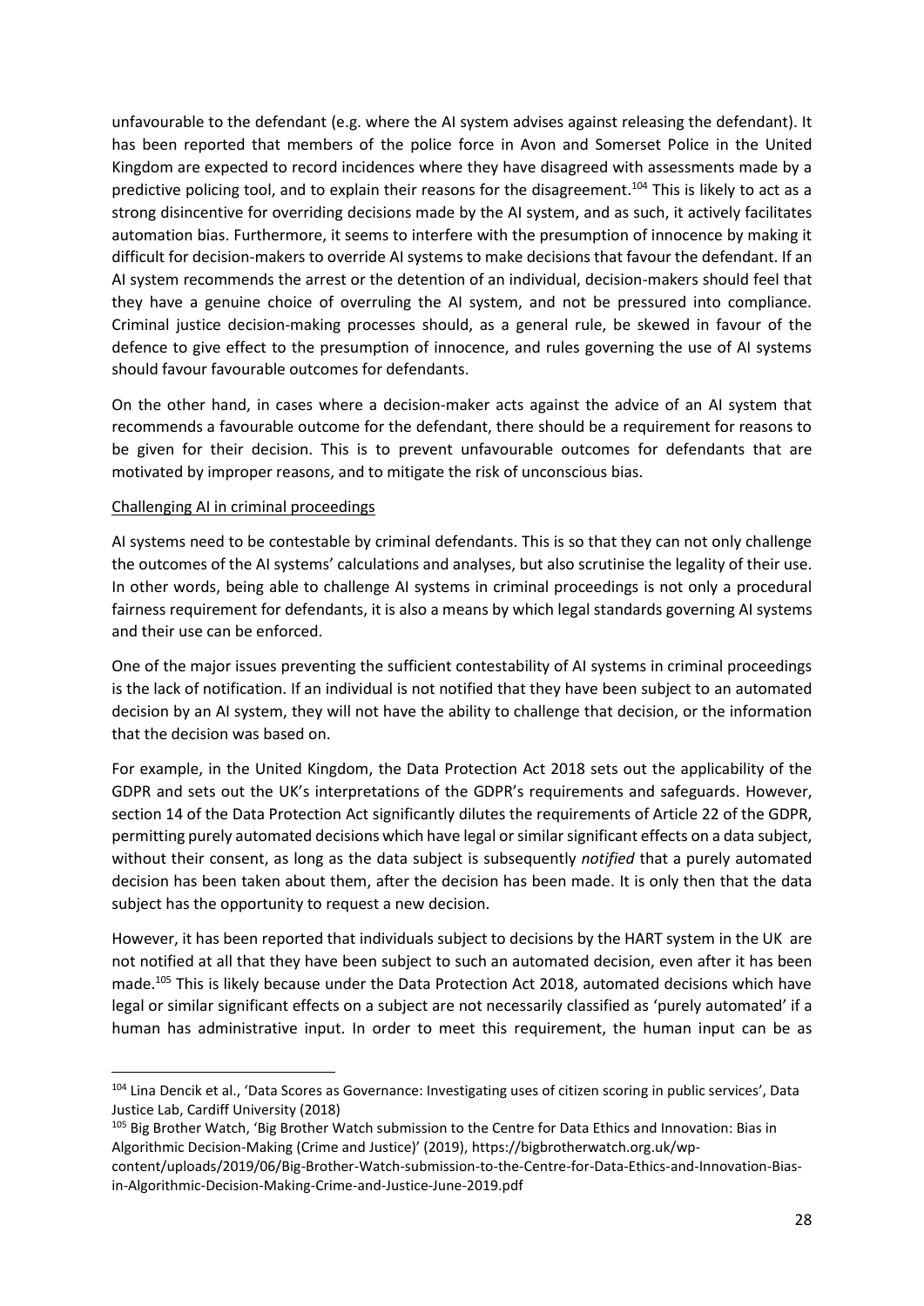unfavourable to the defendant (e.g. where the AI system advises against releasing the defendant). It has been reported that members of the police force in Avon and Somerset Police in the United Kingdom are expected to record incidences where they have disagreed with assessments made by a predictive policing tool, and to explain their reasons for the disagreement.[104] This is likely to act as a strong disincentive for overriding decisions made by the AI system, and as such, it actively facilitates automation bias. Furthermore, it seems to interfere with the presumption of innocence by making it difficult for decision-makers to override AI systems to make decisions that favour the defendant. If an AI system recommends the arrest or the detention of an individual, decision-makers should feel that they have a genuine choice of overruling the AI system, and not be pressured into compliance. Criminal justice decision-making processes should, as a general rule, be skewed in favour of the defence to give effect to the presumption of innocence, and rules governing the use of AI systems should favour favourable outcomes for defendants.

On the other hand, in cases where a decision-maker acts against the advice of an AI system that recommends a favourable outcome for the defendant, there should be a requirement for reasons to be given for their decision. This is to prevent unfavourable outcomes for defendants that are motivated by improper reasons, and to mitigate the risk of unconscious bias.

<u>Challenging AI in criminal proceedings</u>

AI systems need to be contestable by criminal defendants. This is so that they can not only challenge the outcomes of the AI systems' calculations and analyses, but also scrutinise the legality of their use. In other words, being able to challenge AI systems in criminal proceedings is not only a procedural fairness requirement for defendants, it is also a means by which legal standards governing AI systems and their use can be enforced.

One of the major issues preventing the sufficient contestability of AI systems in criminal proceedings is the lack of notification. If an individual is not notified that they have been subject to an automated decision by an AI system, they will not have the ability to challenge that decision, or the information that the decision was based on.

For example, in the United Kingdom, the Data Protection Act 2018 sets out the applicability of the GDPR and sets out the UK's interpretations of the GDPR's requirements and safeguards. However, section 14 of the Data Protection Act significantly dilutes the requirements of Article 22 of the GDPR, permitting purely automated decisions which have legal or similar significant effects on a data subject, without their consent, as long as the data subject is subsequently *notified* that a purely automated decision has been taken about them, after the decision has been made. It is only then that the data subject has the opportunity to request a new decision.

However, it has been reported that individuals subject to decisions by the HART system in the UK are not notified at all that they have been subject to such an automated decision, even after it has been made.[105] This is likely because under the Data Protection Act 2018, automated decisions which have legal or similar significant effects on a subject are not necessarily classified as 'purely automated' if a human has administrative input. In order to meet this requirement, the human input can be as

---

[104] Lina Dencik et al., 'Data Scores as Governance: Investigating uses of citizen scoring in public services', Data Justice Lab, Cardiff University (2018)

[105] Big Brother Watch, 'Big Brother Watch submission to the Centre for Data Ethics and Innovation: Bias in Algorithmic Decision-Making (Crime and Justice)' (2019), https://bigbrotherwatch.org.uk/wp-content/uploads/2019/06/Big-Brother-Watch-submission-to-the-Centre-for-Data-Ethics-and-Innovation-Bias-in-Algorithmic-Decision-Making-Crime-and-Justice-June-2019.pdf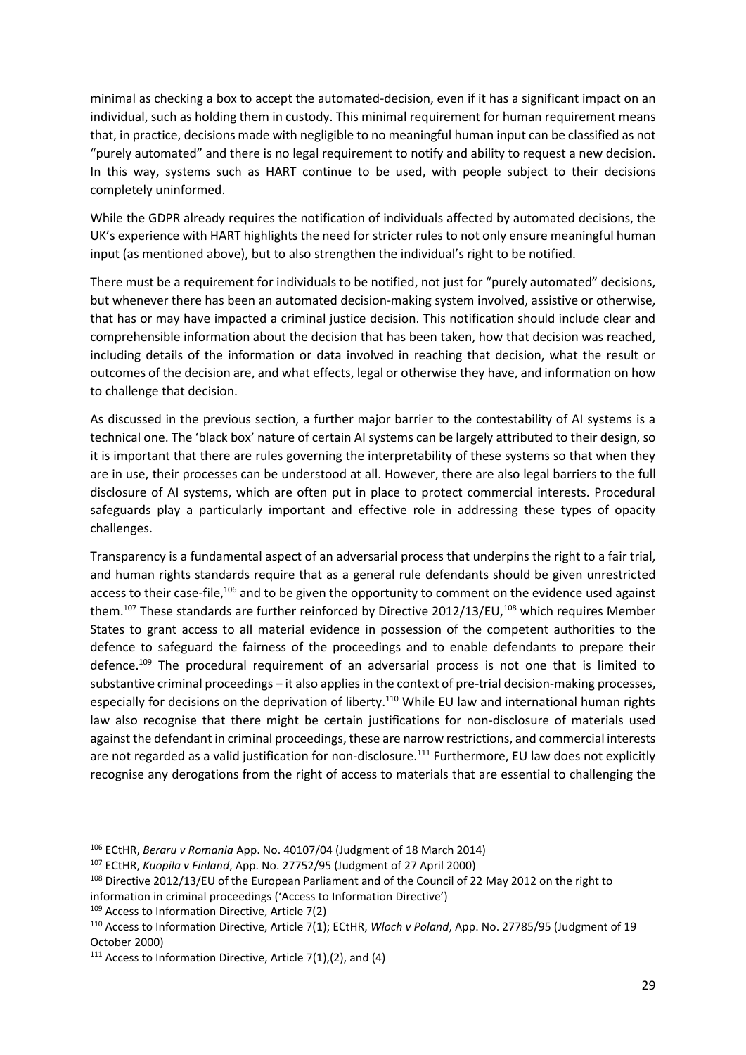minimal as checking a box to accept the automated-decision, even if it has a significant impact on an individual, such as holding them in custody. This minimal requirement for human requirement means that, in practice, decisions made with negligible to no meaningful human input can be classified as not "purely automated" and there is no legal requirement to notify and ability to request a new decision. In this way, systems such as HART continue to be used, with people subject to their decisions completely uninformed.

While the GDPR already requires the notification of individuals affected by automated decisions, the UK's experience with HART highlights the need for stricter rules to not only ensure meaningful human input (as mentioned above), but to also strengthen the individual's right to be notified.

There must be a requirement for individuals to be notified, not just for "purely automated" decisions, but whenever there has been an automated decision-making system involved, assistive or otherwise, that has or may have impacted a criminal justice decision. This notification should include clear and comprehensible information about the decision that has been taken, how that decision was reached, including details of the information or data involved in reaching that decision, what the result or outcomes of the decision are, and what effects, legal or otherwise they have, and information on how to challenge that decision.

As discussed in the previous section, a further major barrier to the contestability of AI systems is a technical one. The 'black box' nature of certain AI systems can be largely attributed to their design, so it is important that there are rules governing the interpretability of these systems so that when they are in use, their processes can be understood at all. However, there are also legal barriers to the full disclosure of AI systems, which are often put in place to protect commercial interests. Procedural safeguards play a particularly important and effective role in addressing these types of opacity challenges.

Transparency is a fundamental aspect of an adversarial process that underpins the right to a fair trial, and human rights standards require that as a general rule defendants should be given unrestricted access to their case-file,[106] and to be given the opportunity to comment on the evidence used against them.[107] These standards are further reinforced by Directive 2012/13/EU,[108] which requires Member States to grant access to all material evidence in possession of the competent authorities to the defence to safeguard the fairness of the proceedings and to enable defendants to prepare their defence.[109] The procedural requirement of an adversarial process is not one that is limited to substantive criminal proceedings – it also applies in the context of pre-trial decision-making processes, especially for decisions on the deprivation of liberty.[110] While EU law and international human rights law also recognise that there might be certain justifications for non-disclosure of materials used against the defendant in criminal proceedings, these are narrow restrictions, and commercial interests are not regarded as a valid justification for non-disclosure.[111] Furthermore, EU law does not explicitly recognise any derogations from the right of access to materials that are essential to challenging the

---

[106] ECtHR, *Beraru v Romania* App. No. 40107/04 (Judgment of 18 March 2014)

[107] ECtHR, *Kuopila v Finland*, App. No. 27752/95 (Judgment of 27 April 2000)

[108] Directive 2012/13/EU of the European Parliament and of the Council of 22 May 2012 on the right to information in criminal proceedings ('Access to Information Directive')

[109] Access to Information Directive, Article 7(2)

[110] Access to Information Directive, Article 7(1); ECtHR, *Wloch v Poland*, App. No. 27785/95 (Judgment of 19 October 2000)

[111] Access to Information Directive, Article 7(1),(2), and (4)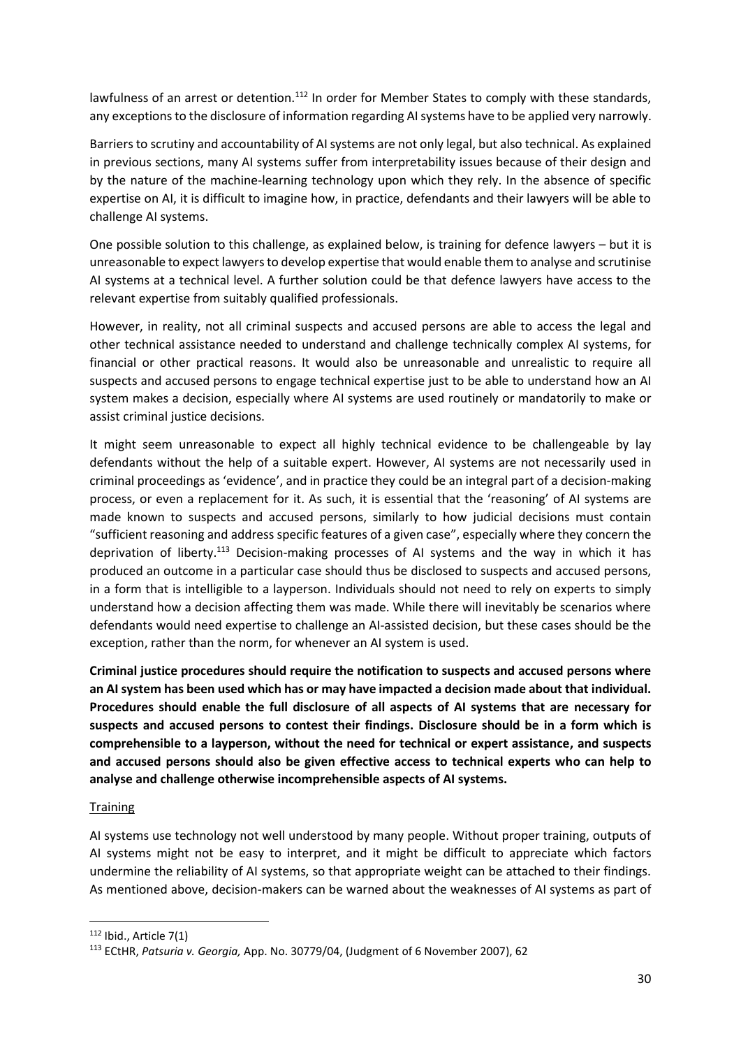lawfulness of an arrest or detention.[112] In order for Member States to comply with these standards, any exceptions to the disclosure of information regarding AI systems have to be applied very narrowly.

Barriers to scrutiny and accountability of AI systems are not only legal, but also technical. As explained in previous sections, many AI systems suffer from interpretability issues because of their design and by the nature of the machine-learning technology upon which they rely. In the absence of specific expertise on AI, it is difficult to imagine how, in practice, defendants and their lawyers will be able to challenge AI systems.

One possible solution to this challenge, as explained below, is training for defence lawyers – but it is unreasonable to expect lawyers to develop expertise that would enable them to analyse and scrutinise AI systems at a technical level. A further solution could be that defence lawyers have access to the relevant expertise from suitably qualified professionals.

However, in reality, not all criminal suspects and accused persons are able to access the legal and other technical assistance needed to understand and challenge technically complex AI systems, for financial or other practical reasons. It would also be unreasonable and unrealistic to require all suspects and accused persons to engage technical expertise just to be able to understand how an AI system makes a decision, especially where AI systems are used routinely or mandatorily to make or assist criminal justice decisions.

It might seem unreasonable to expect all highly technical evidence to be challengeable by lay defendants without the help of a suitable expert. However, AI systems are not necessarily used in criminal proceedings as 'evidence', and in practice they could be an integral part of a decision-making process, or even a replacement for it. As such, it is essential that the 'reasoning' of AI systems are made known to suspects and accused persons, similarly to how judicial decisions must contain "sufficient reasoning and address specific features of a given case", especially where they concern the deprivation of liberty.[113] Decision-making processes of AI systems and the way in which it has produced an outcome in a particular case should thus be disclosed to suspects and accused persons, in a form that is intelligible to a layperson. Individuals should not need to rely on experts to simply understand how a decision affecting them was made. While there will inevitably be scenarios where defendants would need expertise to challenge an AI-assisted decision, but these cases should be the exception, rather than the norm, for whenever an AI system is used.

**Criminal justice procedures should require the notification to suspects and accused persons where an AI system has been used which has or may have impacted a decision made about that individual. Procedures should enable the full disclosure of all aspects of AI systems that are necessary for suspects and accused persons to contest their findings. Disclosure should be in a form which is comprehensible to a layperson, without the need for technical or expert assistance, and suspects and accused persons should also be given effective access to technical experts who can help to analyse and challenge otherwise incomprehensible aspects of AI systems.**

Training

AI systems use technology not well understood by many people. Without proper training, outputs of AI systems might not be easy to interpret, and it might be difficult to appreciate which factors undermine the reliability of AI systems, so that appropriate weight can be attached to their findings. As mentioned above, decision-makers can be warned about the weaknesses of AI systems as part of

[112] Ibid., Article 7(1)

[113] ECtHR, *Patsuria v. Georgia,* App. No. 30779/04, (Judgment of 6 November 2007), 62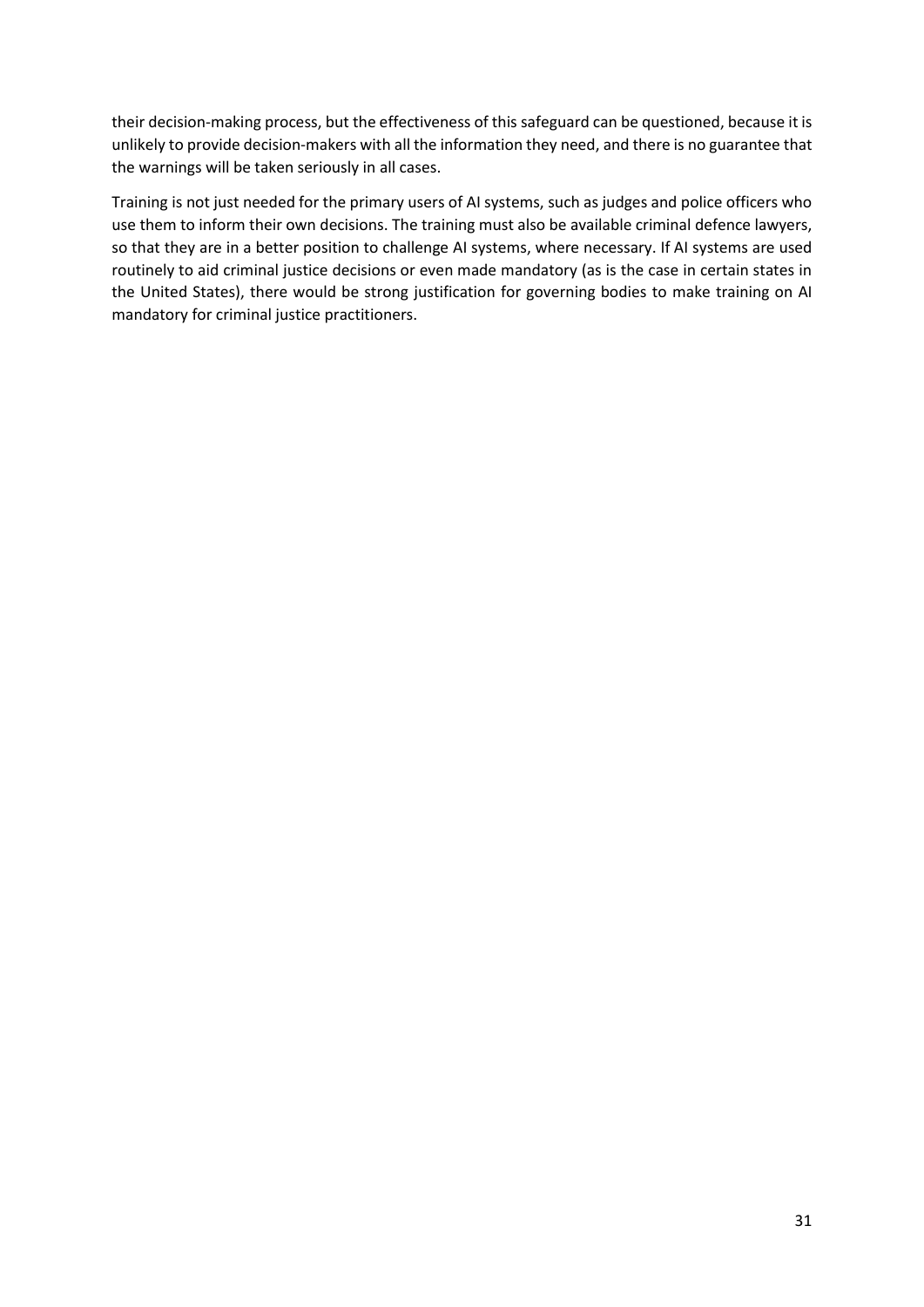their decision-making process, but the effectiveness of this safeguard can be questioned, because it is unlikely to provide decision-makers with all the information they need, and there is no guarantee that the warnings will be taken seriously in all cases.

Training is not just needed for the primary users of AI systems, such as judges and police officers who use them to inform their own decisions. The training must also be available criminal defence lawyers, so that they are in a better position to challenge AI systems, where necessary. If AI systems are used routinely to aid criminal justice decisions or even made mandatory (as is the case in certain states in the United States), there would be strong justification for governing bodies to make training on AI mandatory for criminal justice practitioners.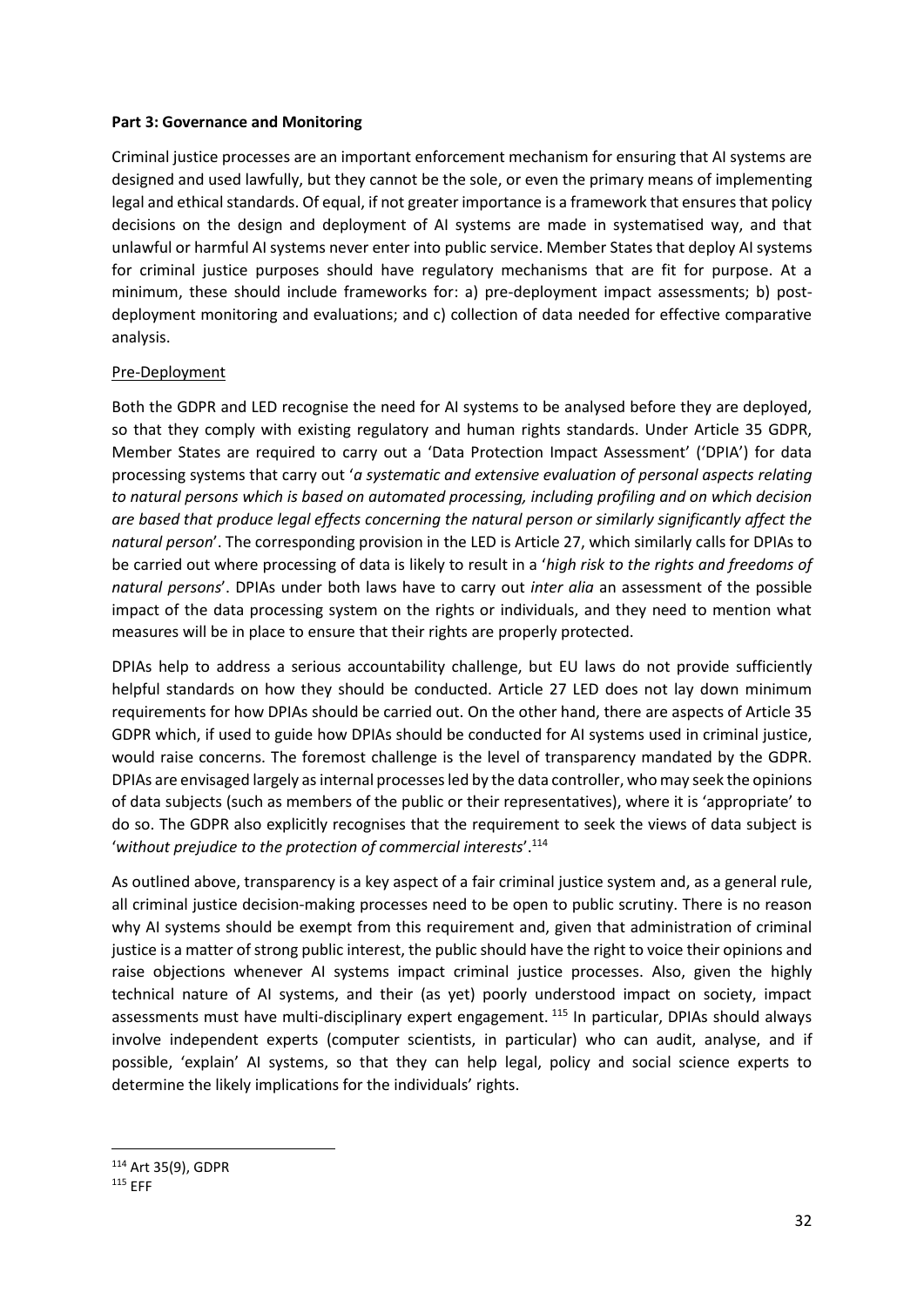**Part 3: Governance and Monitoring**

Criminal justice processes are an important enforcement mechanism for ensuring that AI systems are designed and used lawfully, but they cannot be the sole, or even the primary means of implementing legal and ethical standards. Of equal, if not greater importance is a framework that ensures that policy decisions on the design and deployment of AI systems are made in systematised way, and that unlawful or harmful AI systems never enter into public service. Member States that deploy AI systems for criminal justice purposes should have regulatory mechanisms that are fit for purpose. At a minimum, these should include frameworks for: a) pre-deployment impact assessments; b) post-deployment monitoring and evaluations; and c) collection of data needed for effective comparative analysis.

Pre-Deployment

Both the GDPR and LED recognise the need for AI systems to be analysed before they are deployed, so that they comply with existing regulatory and human rights standards. Under Article 35 GDPR, Member States are required to carry out a 'Data Protection Impact Assessment' ('DPIA') for data processing systems that carry out '*a systematic and extensive evaluation of personal aspects relating to natural persons which is based on automated processing, including profiling and on which decision are based that produce legal effects concerning the natural person or similarly significantly affect the natural person*'. The corresponding provision in the LED is Article 27, which similarly calls for DPIAs to be carried out where processing of data is likely to result in a '*high risk to the rights and freedoms of natural persons*'. DPIAs under both laws have to carry out *inter alia* an assessment of the possible impact of the data processing system on the rights or individuals, and they need to mention what measures will be in place to ensure that their rights are properly protected.

DPIAs help to address a serious accountability challenge, but EU laws do not provide sufficiently helpful standards on how they should be conducted. Article 27 LED does not lay down minimum requirements for how DPIAs should be carried out. On the other hand, there are aspects of Article 35 GDPR which, if used to guide how DPIAs should be conducted for AI systems used in criminal justice, would raise concerns. The foremost challenge is the level of transparency mandated by the GDPR. DPIAs are envisaged largely as internal processes led by the data controller, who may seek the opinions of data subjects (such as members of the public or their representatives), where it is 'appropriate' to do so. The GDPR also explicitly recognises that the requirement to seek the views of data subject is '*without prejudice to the protection of commercial interests*'.[114]

As outlined above, transparency is a key aspect of a fair criminal justice system and, as a general rule, all criminal justice decision-making processes need to be open to public scrutiny. There is no reason why AI systems should be exempt from this requirement and, given that administration of criminal justice is a matter of strong public interest, the public should have the right to voice their opinions and raise objections whenever AI systems impact criminal justice processes. Also, given the highly technical nature of AI systems, and their (as yet) poorly understood impact on society, impact assessments must have multi-disciplinary expert engagement. [115] In particular, DPIAs should always involve independent experts (computer scientists, in particular) who can audit, analyse, and if possible, 'explain' AI systems, so that they can help legal, policy and social science experts to determine the likely implications for the individuals' rights.

---

[114] Art 35(9), GDPR

[115] EFF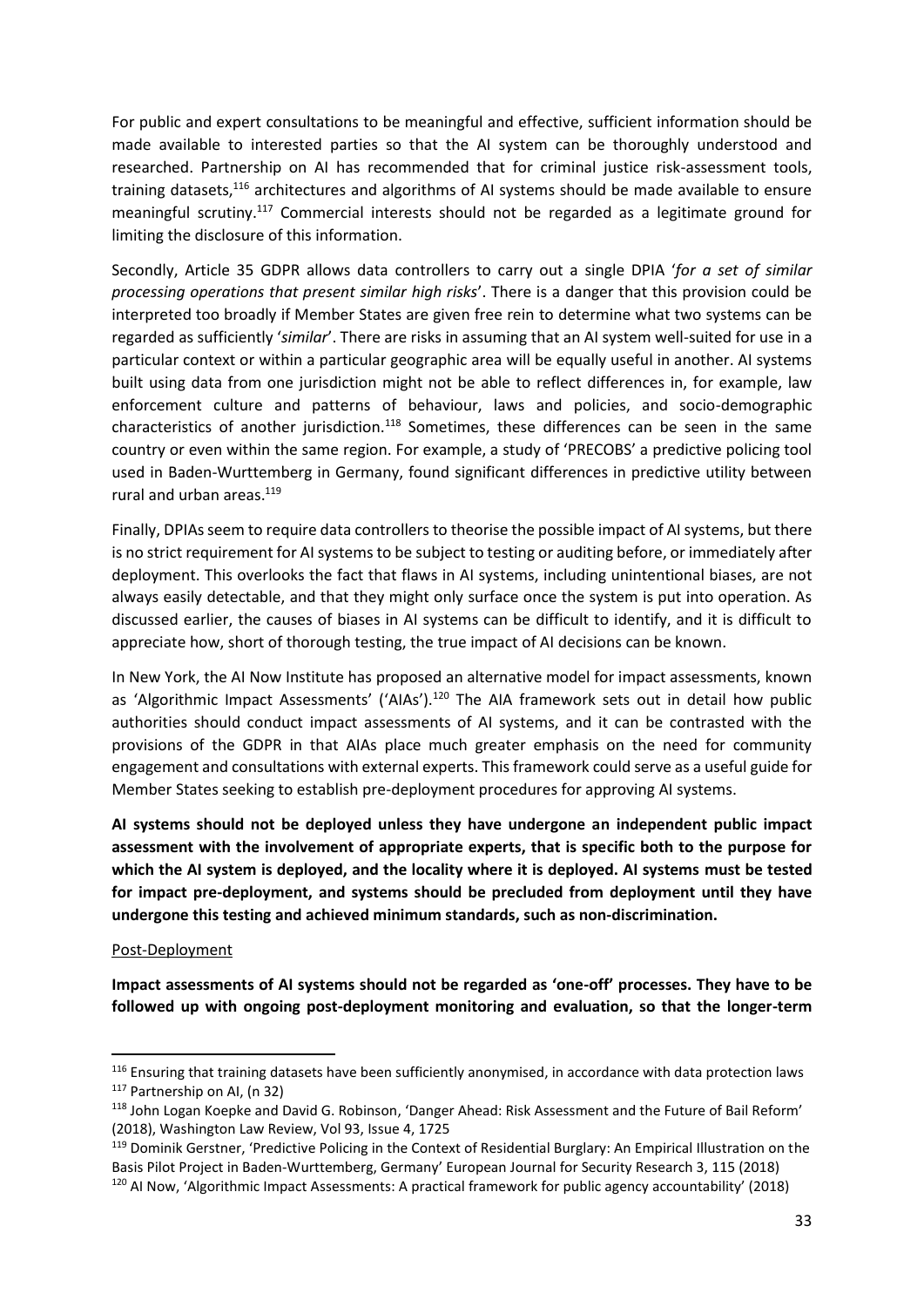For public and expert consultations to be meaningful and effective, sufficient information should be made available to interested parties so that the AI system can be thoroughly understood and researched. Partnership on AI has recommended that for criminal justice risk-assessment tools, training datasets,[116] architectures and algorithms of AI systems should be made available to ensure meaningful scrutiny.[117] Commercial interests should not be regarded as a legitimate ground for limiting the disclosure of this information.

Secondly, Article 35 GDPR allows data controllers to carry out a single DPIA '*for a set of similar processing operations that present similar high risks*'. There is a danger that this provision could be interpreted too broadly if Member States are given free rein to determine what two systems can be regarded as sufficiently '*similar*'. There are risks in assuming that an AI system well-suited for use in a particular context or within a particular geographic area will be equally useful in another. AI systems built using data from one jurisdiction might not be able to reflect differences in, for example, law enforcement culture and patterns of behaviour, laws and policies, and socio-demographic characteristics of another jurisdiction.[118] Sometimes, these differences can be seen in the same country or even within the same region. For example, a study of 'PRECOBS' a predictive policing tool used in Baden-Wurttemberg in Germany, found significant differences in predictive utility between rural and urban areas.[119]

Finally, DPIAs seem to require data controllers to theorise the possible impact of AI systems, but there is no strict requirement for AI systems to be subject to testing or auditing before, or immediately after deployment. This overlooks the fact that flaws in AI systems, including unintentional biases, are not always easily detectable, and that they might only surface once the system is put into operation. As discussed earlier, the causes of biases in AI systems can be difficult to identify, and it is difficult to appreciate how, short of thorough testing, the true impact of AI decisions can be known.

In New York, the AI Now Institute has proposed an alternative model for impact assessments, known as 'Algorithmic Impact Assessments' ('AIAs').[120] The AIA framework sets out in detail how public authorities should conduct impact assessments of AI systems, and it can be contrasted with the provisions of the GDPR in that AIAs place much greater emphasis on the need for community engagement and consultations with external experts. This framework could serve as a useful guide for Member States seeking to establish pre-deployment procedures for approving AI systems.

**AI systems should not be deployed unless they have undergone an independent public impact assessment with the involvement of appropriate experts, that is specific both to the purpose for which the AI system is deployed, and the locality where it is deployed. AI systems must be tested for impact pre-deployment, and systems should be precluded from deployment until they have undergone this testing and achieved minimum standards, such as non-discrimination.**

Post-Deployment

**Impact assessments of AI systems should not be regarded as 'one-off' processes. They have to be followed up with ongoing post-deployment monitoring and evaluation, so that the longer-term**

---

[116] Ensuring that training datasets have been sufficiently anonymised, in accordance with data protection laws

[117] Partnership on AI, (n 32)

[118] John Logan Koepke and David G. Robinson, 'Danger Ahead: Risk Assessment and the Future of Bail Reform' (2018), Washington Law Review, Vol 93, Issue 4, 1725

[119] Dominik Gerstner, 'Predictive Policing in the Context of Residential Burglary: An Empirical Illustration on the Basis Pilot Project in Baden-Wurttemberg, Germany' European Journal for Security Research 3, 115 (2018)

[120] AI Now, 'Algorithmic Impact Assessments: A practical framework for public agency accountability' (2018)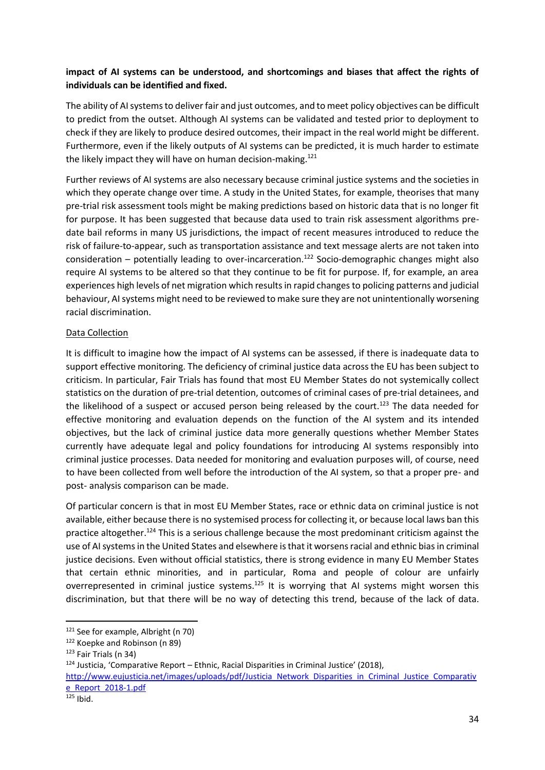**impact of AI systems can be understood, and shortcomings and biases that affect the rights of individuals can be identified and fixed.**

The ability of AI systems to deliver fair and just outcomes, and to meet policy objectives can be difficult to predict from the outset. Although AI systems can be validated and tested prior to deployment to check if they are likely to produce desired outcomes, their impact in the real world might be different. Furthermore, even if the likely outputs of AI systems can be predicted, it is much harder to estimate the likely impact they will have on human decision-making.[121]

Further reviews of AI systems are also necessary because criminal justice systems and the societies in which they operate change over time. A study in the United States, for example, theorises that many pre-trial risk assessment tools might be making predictions based on historic data that is no longer fit for purpose. It has been suggested that because data used to train risk assessment algorithms pre-date bail reforms in many US jurisdictions, the impact of recent measures introduced to reduce the risk of failure-to-appear, such as transportation assistance and text message alerts are not taken into consideration – potentially leading to over-incarceration.[122] Socio-demographic changes might also require AI systems to be altered so that they continue to be fit for purpose. If, for example, an area experiences high levels of net migration which results in rapid changes to policing patterns and judicial behaviour, AI systems might need to be reviewed to make sure they are not unintentionally worsening racial discrimination.

<u>Data Collection</u>

It is difficult to imagine how the impact of AI systems can be assessed, if there is inadequate data to support effective monitoring. The deficiency of criminal justice data across the EU has been subject to criticism. In particular, Fair Trials has found that most EU Member States do not systemically collect statistics on the duration of pre-trial detention, outcomes of criminal cases of pre-trial detainees, and the likelihood of a suspect or accused person being released by the court.[123] The data needed for effective monitoring and evaluation depends on the function of the AI system and its intended objectives, but the lack of criminal justice data more generally questions whether Member States currently have adequate legal and policy foundations for introducing AI systems responsibly into criminal justice processes. Data needed for monitoring and evaluation purposes will, of course, need to have been collected from well before the introduction of the AI system, so that a proper pre- and post- analysis comparison can be made.

Of particular concern is that in most EU Member States, race or ethnic data on criminal justice is not available, either because there is no systemised process for collecting it, or because local laws ban this practice altogether.[124] This is a serious challenge because the most predominant criticism against the use of AI systems in the United States and elsewhere is that it worsens racial and ethnic bias in criminal justice decisions. Even without official statistics, there is strong evidence in many EU Member States that certain ethnic minorities, and in particular, Roma and people of colour are unfairly overrepresented in criminal justice systems.[125] It is worrying that AI systems might worsen this discrimination, but that there will be no way of detecting this trend, because of the lack of data.

---

[121] See for example, Albright (n 70)

[122] Koepke and Robinson (n 89)

[123] Fair Trials (n 34)

[124] Justicia, 'Comparative Report – Ethnic, Racial Disparities in Criminal Justice' (2018), http://www.eujusticia.net/images/uploads/pdf/Justicia_Network_Disparities_in_Criminal_Justice_Comparative_Report_2018-1.pdf

[125] Ibid.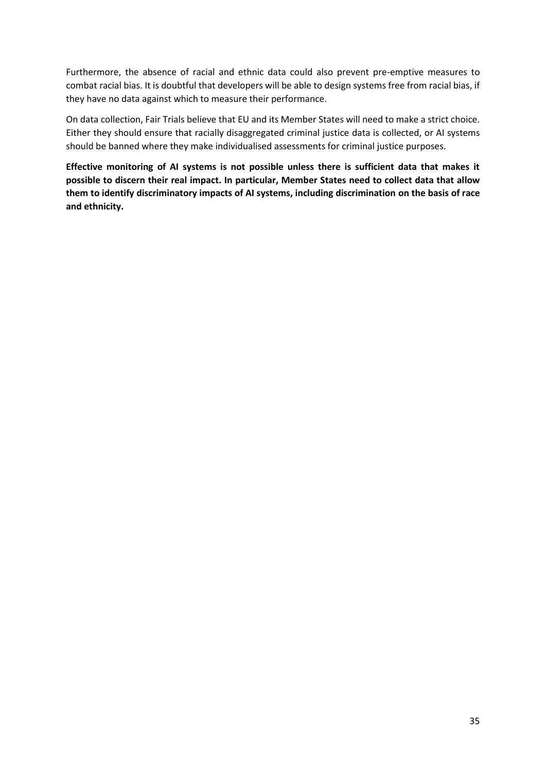Furthermore, the absence of racial and ethnic data could also prevent pre-emptive measures to combat racial bias. It is doubtful that developers will be able to design systems free from racial bias, if they have no data against which to measure their performance.

On data collection, Fair Trials believe that EU and its Member States will need to make a strict choice. Either they should ensure that racially disaggregated criminal justice data is collected, or AI systems should be banned where they make individualised assessments for criminal justice purposes.

**Effective monitoring of AI systems is not possible unless there is sufficient data that makes it possible to discern their real impact. In particular, Member States need to collect data that allow them to identify discriminatory impacts of AI systems, including discrimination on the basis of race and ethnicity.**